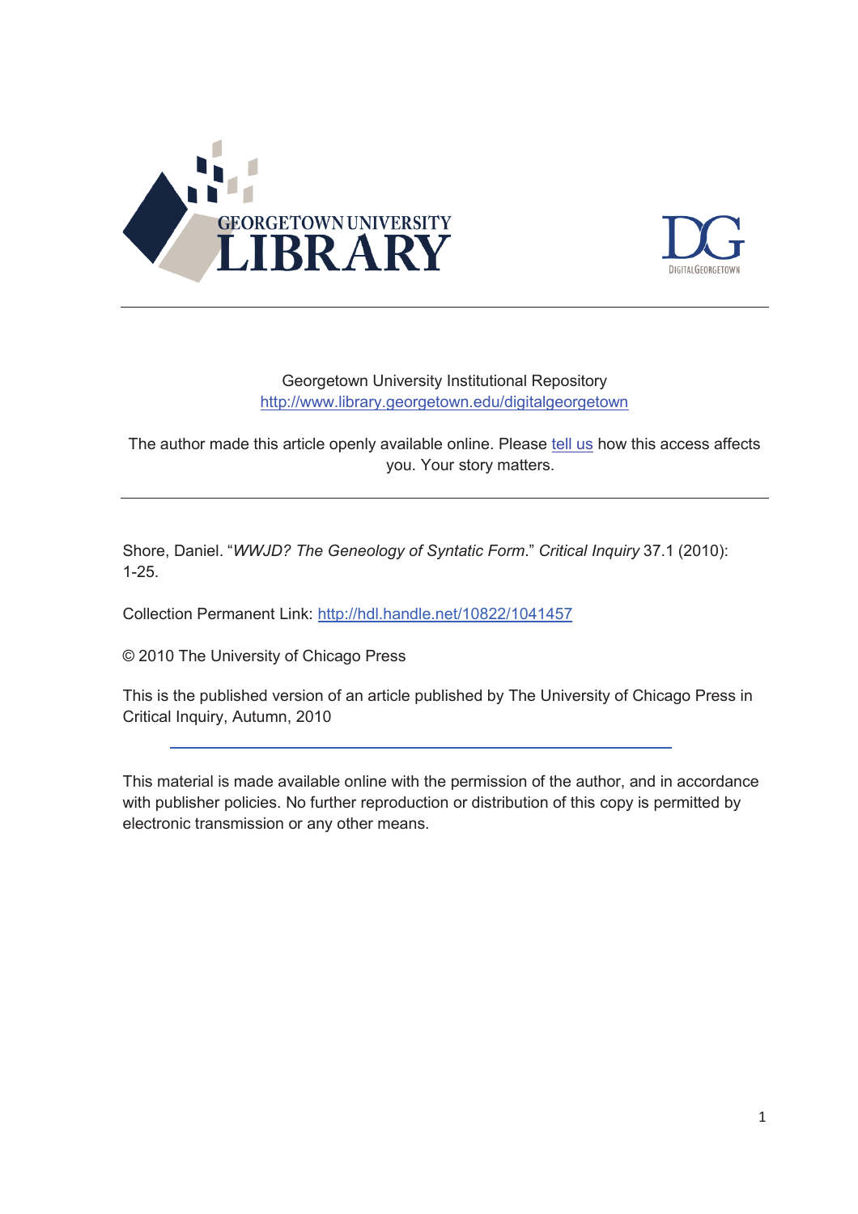GEORGETOWN UNIVERSITY LIBRARY

DIGITALGEORGETOWN

Georgetown University Institutional Repository
http://www.library.georgetown.edu/digitalgeorgetown

The author made this article openly available online. Please tell us how this access affects you. Your story matters.

---

Shore, Daniel. "*WWJD? The Geneology of Syntatic Form*." *Critical Inquiry* 37.1 (2010): 1-25.

Collection Permanent Link: http://hdl.handle.net/10822/1041457

© 2010 The University of Chicago Press

This is the published version of an article published by The University of Chicago Press in Critical Inquiry, Autumn, 2010

---

This material is made available online with the permission of the author, and in accordance with publisher policies. No further reproduction or distribution of this copy is permitted by electronic transmission or any other means.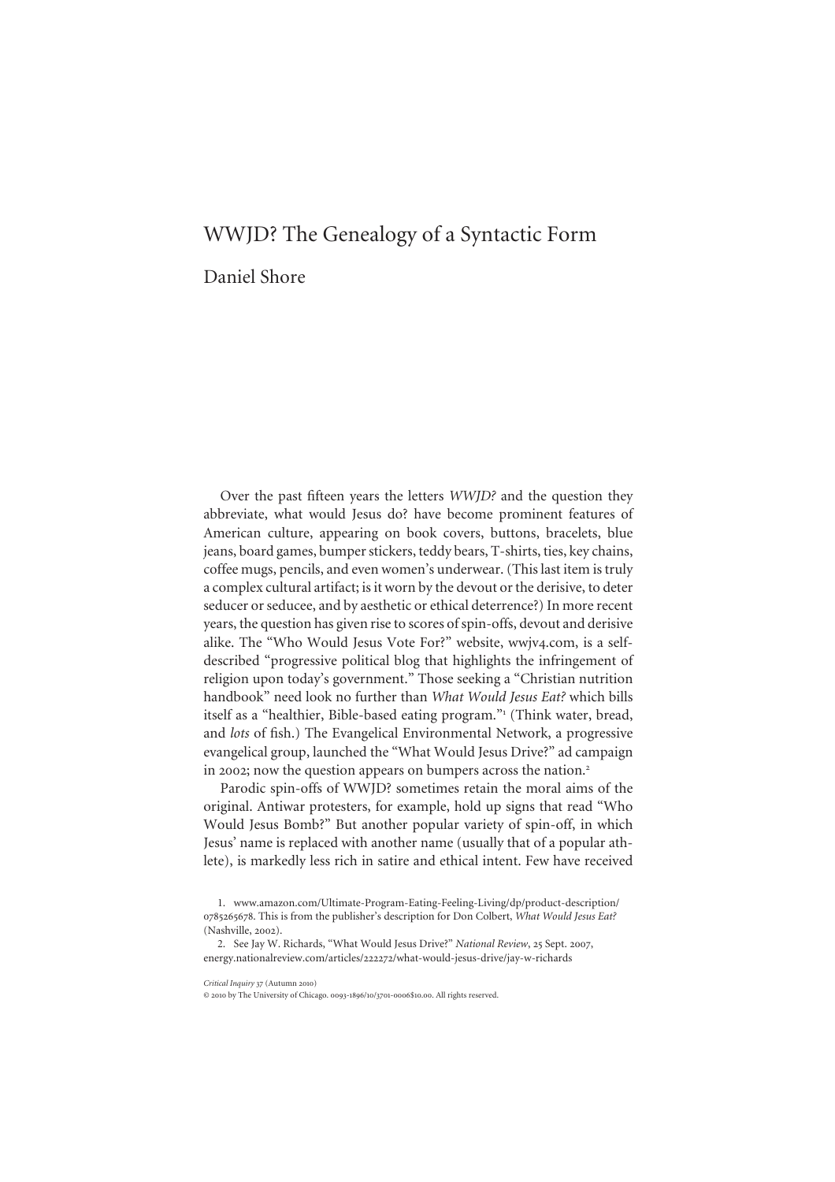# WWJD? The Genealogy of a Syntactic Form

## Daniel Shore

Over the past fifteen years the letters *WWJD?* and the question they abbreviate, what would Jesus do? have become prominent features of American culture, appearing on book covers, buttons, bracelets, blue jeans, board games, bumper stickers, teddy bears, T-shirts, ties, key chains, coffee mugs, pencils, and even women's underwear. (This last item is truly a complex cultural artifact; is it worn by the devout or the derisive, to deter seducer or seducee, and by aesthetic or ethical deterrence?) In more recent years, the question has given rise to scores of spin-offs, devout and derisive alike. The "Who Would Jesus Vote For?" website, wwjv4.com, is a self-described "progressive political blog that highlights the infringement of religion upon today's government." Those seeking a "Christian nutrition handbook" need look no further than *What Would Jesus Eat?* which bills itself as a "healthier, Bible-based eating program."[1] (Think water, bread, and *lots* of fish.) The Evangelical Environmental Network, a progressive evangelical group, launched the "What Would Jesus Drive?" ad campaign in 2002; now the question appears on bumpers across the nation.[2]

Parodic spin-offs of WWJD? sometimes retain the moral aims of the original. Antiwar protesters, for example, hold up signs that read "Who Would Jesus Bomb?" But another popular variety of spin-off, in which Jesus' name is replaced with another name (usually that of a popular athlete), is markedly less rich in satire and ethical intent. Few have received

1. www.amazon.com/Ultimate-Program-Eating-Feeling-Living/dp/product-description/0785265678. This is from the publisher's description for Don Colbert, *What Would Jesus Eat?* (Nashville, 2002).

2. See Jay W. Richards, "What Would Jesus Drive?" *National Review*, 25 Sept. 2007, energy.nationalreview.com/articles/222272/what-would-jesus-drive/jay-w-richards

*Critical Inquiry* 37 (Autumn 2010)
© 2010 by The University of Chicago. 0093-1896/10/3701-0006$10.00. All rights reserved.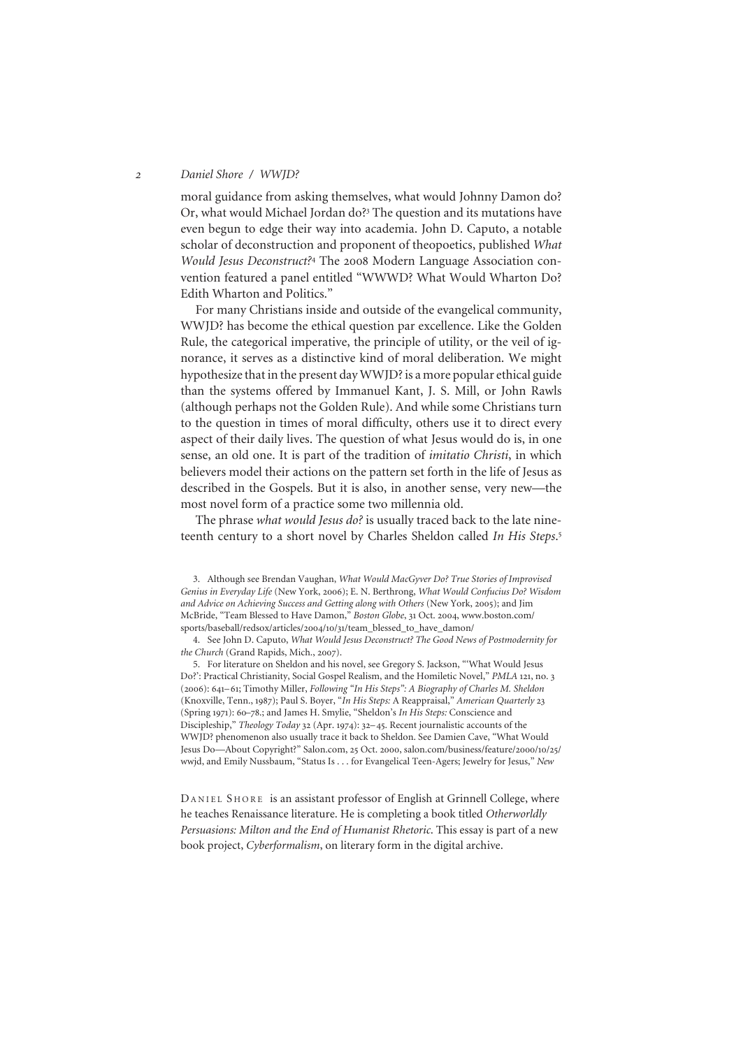moral guidance from asking themselves, what would Johnny Damon do? Or, what would Michael Jordan do?[3] The question and its mutations have even begun to edge their way into academia. John D. Caputo, a notable scholar of deconstruction and proponent of theopoetics, published *What Would Jesus Deconstruct?*[4] The 2008 Modern Language Association convention featured a panel entitled "WWWD? What Would Wharton Do? Edith Wharton and Politics."

For many Christians inside and outside of the evangelical community, WWJD? has become the ethical question par excellence. Like the Golden Rule, the categorical imperative, the principle of utility, or the veil of ignorance, it serves as a distinctive kind of moral deliberation. We might hypothesize that in the present day WWJD? is a more popular ethical guide than the systems offered by Immanuel Kant, J. S. Mill, or John Rawls (although perhaps not the Golden Rule). And while some Christians turn to the question in times of moral difficulty, others use it to direct every aspect of their daily lives. The question of what Jesus would do is, in one sense, an old one. It is part of the tradition of *imitatio Christi*, in which believers model their actions on the pattern set forth in the life of Jesus as described in the Gospels. But it is also, in another sense, very new—the most novel form of a practice some two millennia old.

The phrase *what would Jesus do?* is usually traced back to the late nineteenth century to a short novel by Charles Sheldon called *In His Steps*.[5]

3. Although see Brendan Vaughan, *What Would MacGyver Do? True Stories of Improvised Genius in Everyday Life* (New York, 2006); E. N. Berthrong, *What Would Confucius Do? Wisdom and Advice on Achieving Success and Getting along with Others* (New York, 2005); and Jim McBride, "Team Blessed to Have Damon," *Boston Globe*, 31 Oct. 2004, www.boston.com/sports/baseball/redsox/articles/2004/10/31/team_blessed_to_have_damon/

4. See John D. Caputo, *What Would Jesus Deconstruct? The Good News of Postmodernity for the Church* (Grand Rapids, Mich., 2007).

5. For literature on Sheldon and his novel, see Gregory S. Jackson, "'What Would Jesus Do?': Practical Christianity, Social Gospel Realism, and the Homiletic Novel," *PMLA* 121, no. 3 (2006): 641–61; Timothy Miller, *Following "In His Steps": A Biography of Charles M. Sheldon* (Knoxville, Tenn., 1987); Paul S. Boyer, "*In His Steps:* A Reappraisal," *American Quarterly* 23 (Spring 1971): 60–78.; and James H. Smylie, "Sheldon's *In His Steps:* Conscience and Discipleship," *Theology Today* 32 (Apr. 1974): 32–45. Recent journalistic accounts of the WWJD? phenomenon also usually trace it back to Sheldon. See Damien Cave, "What Would Jesus Do—About Copyright?" Salon.com, 25 Oct. 2000, salon.com/business/feature/2000/10/25/wwjd, and Emily Nussbaum, "Status Is . . . for Evangelical Teen-Agers; Jewelry for Jesus," *New*

DANIEL SHORE is an assistant professor of English at Grinnell College, where he teaches Renaissance literature. He is completing a book titled *Otherworldly Persuasions: Milton and the End of Humanist Rhetoric*. This essay is part of a new book project, *Cyberformalism*, on literary form in the digital archive.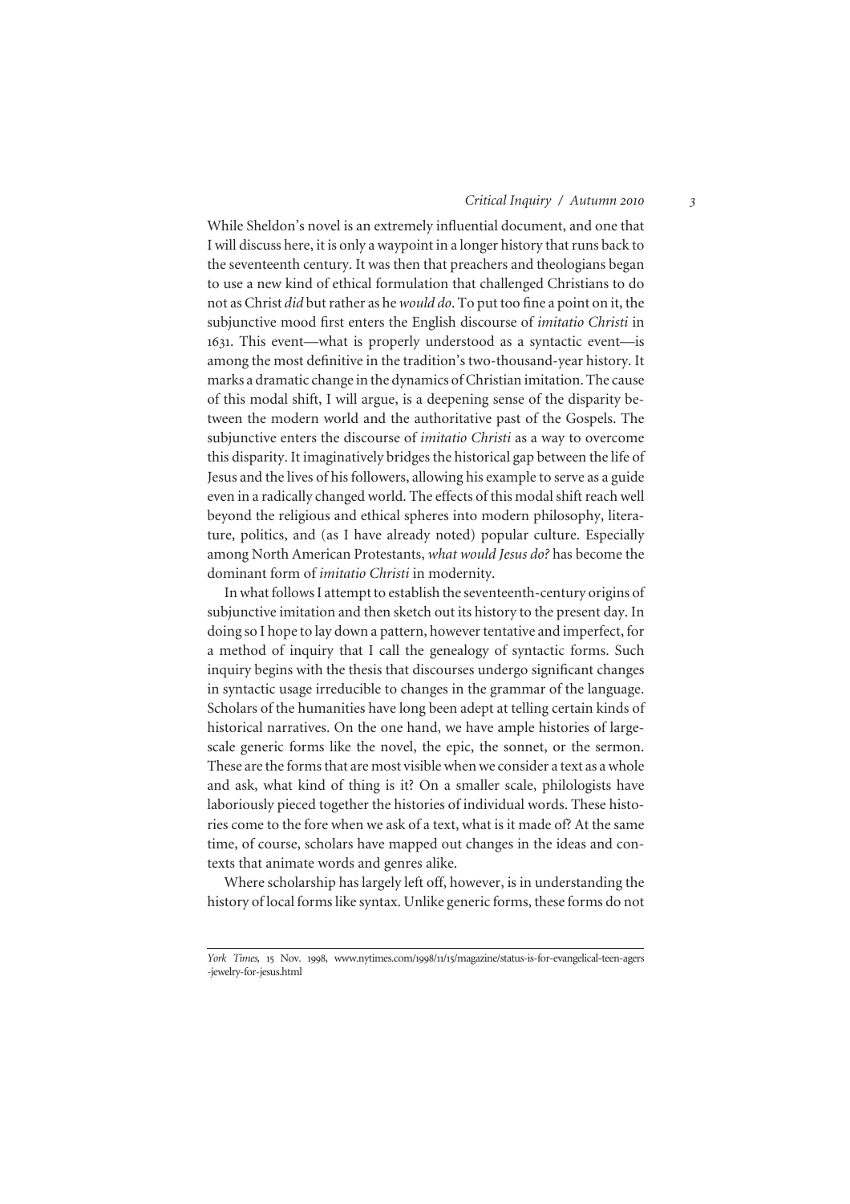While Sheldon's novel is an extremely influential document, and one that I will discuss here, it is only a waypoint in a longer history that runs back to the seventeenth century. It was then that preachers and theologians began to use a new kind of ethical formulation that challenged Christians to do not as Christ *did* but rather as he *would do*. To put too fine a point on it, the subjunctive mood first enters the English discourse of *imitatio Christi* in 1631. This event—what is properly understood as a syntactic event—is among the most definitive in the tradition's two-thousand-year history. It marks a dramatic change in the dynamics of Christian imitation. The cause of this modal shift, I will argue, is a deepening sense of the disparity between the modern world and the authoritative past of the Gospels. The subjunctive enters the discourse of *imitatio Christi* as a way to overcome this disparity. It imaginatively bridges the historical gap between the life of Jesus and the lives of his followers, allowing his example to serve as a guide even in a radically changed world. The effects of this modal shift reach well beyond the religious and ethical spheres into modern philosophy, literature, politics, and (as I have already noted) popular culture. Especially among North American Protestants, *what would Jesus do?* has become the dominant form of *imitatio Christi* in modernity.

In what follows I attempt to establish the seventeenth-century origins of subjunctive imitation and then sketch out its history to the present day. In doing so I hope to lay down a pattern, however tentative and imperfect, for a method of inquiry that I call the genealogy of syntactic forms. Such inquiry begins with the thesis that discourses undergo significant changes in syntactic usage irreducible to changes in the grammar of the language. Scholars of the humanities have long been adept at telling certain kinds of historical narratives. On the one hand, we have ample histories of large-scale generic forms like the novel, the epic, the sonnet, or the sermon. These are the forms that are most visible when we consider a text as a whole and ask, what kind of thing is it? On a smaller scale, philologists have laboriously pieced together the histories of individual words. These histories come to the fore when we ask of a text, what is it made of? At the same time, of course, scholars have mapped out changes in the ideas and contexts that animate words and genres alike.

Where scholarship has largely left off, however, is in understanding the history of local forms like syntax. Unlike generic forms, these forms do not

*York Times,* 15 Nov. 1998, www.nytimes.com/1998/11/15/magazine/status-is-for-evangelical-teen-agers-jewelry-for-jesus.html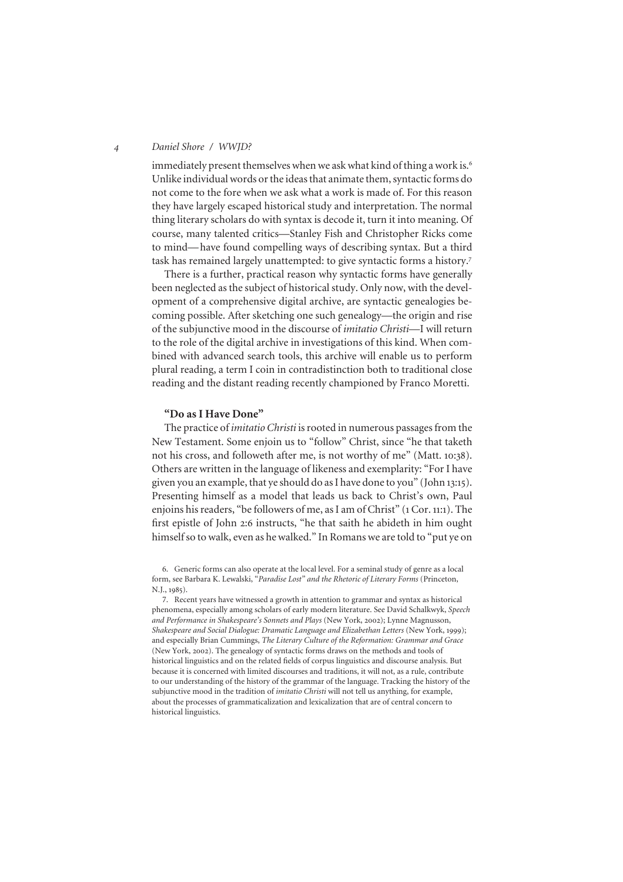immediately present themselves when we ask what kind of thing a work is.[6] Unlike individual words or the ideas that animate them, syntactic forms do not come to the fore when we ask what a work is made of. For this reason they have largely escaped historical study and interpretation. The normal thing literary scholars do with syntax is decode it, turn it into meaning. Of course, many talented critics—Stanley Fish and Christopher Ricks come to mind—have found compelling ways of describing syntax. But a third task has remained largely unattempted: to give syntactic forms a history.[7]

There is a further, practical reason why syntactic forms have generally been neglected as the subject of historical study. Only now, with the development of a comprehensive digital archive, are syntactic genealogies becoming possible. After sketching one such genealogy—the origin and rise of the subjunctive mood in the discourse of *imitatio Christi*—I will return to the role of the digital archive in investigations of this kind. When combined with advanced search tools, this archive will enable us to perform plural reading, a term I coin in contradistinction both to traditional close reading and the distant reading recently championed by Franco Moretti.

## "Do as I Have Done"

The practice of *imitatio Christi* is rooted in numerous passages from the New Testament. Some enjoin us to "follow" Christ, since "he that taketh not his cross, and followeth after me, is not worthy of me" (Matt. 10:38). Others are written in the language of likeness and exemplarity: "For I have given you an example, that ye should do as I have done to you" (John 13:15). Presenting himself as a model that leads us back to Christ's own, Paul enjoins his readers, "be followers of me, as I am of Christ" (1 Cor. 11:1). The first epistle of John 2:6 instructs, "he that saith he abideth in him ought himself so to walk, even as he walked." In Romans we are told to "put ye on

6. Generic forms can also operate at the local level. For a seminal study of genre as a local form, see Barbara K. Lewalski, "*Paradise Lost" and the Rhetoric of Literary Forms* (Princeton, N.J., 1985).

7. Recent years have witnessed a growth in attention to grammar and syntax as historical phenomena, especially among scholars of early modern literature. See David Schalkwyk, *Speech and Performance in Shakespeare's Sonnets and Plays* (New York, 2002); Lynne Magnusson, *Shakespeare and Social Dialogue: Dramatic Language and Elizabethan Letters* (New York, 1999); and especially Brian Cummings, *The Literary Culture of the Reformation: Grammar and Grace* (New York, 2002). The genealogy of syntactic forms draws on the methods and tools of historical linguistics and on the related fields of corpus linguistics and discourse analysis. But because it is concerned with limited discourses and traditions, it will not, as a rule, contribute to our understanding of the history of the grammar of the language. Tracking the history of the subjunctive mood in the tradition of *imitatio Christi* will not tell us anything, for example, about the processes of grammaticalization and lexicalization that are of central concern to historical linguistics.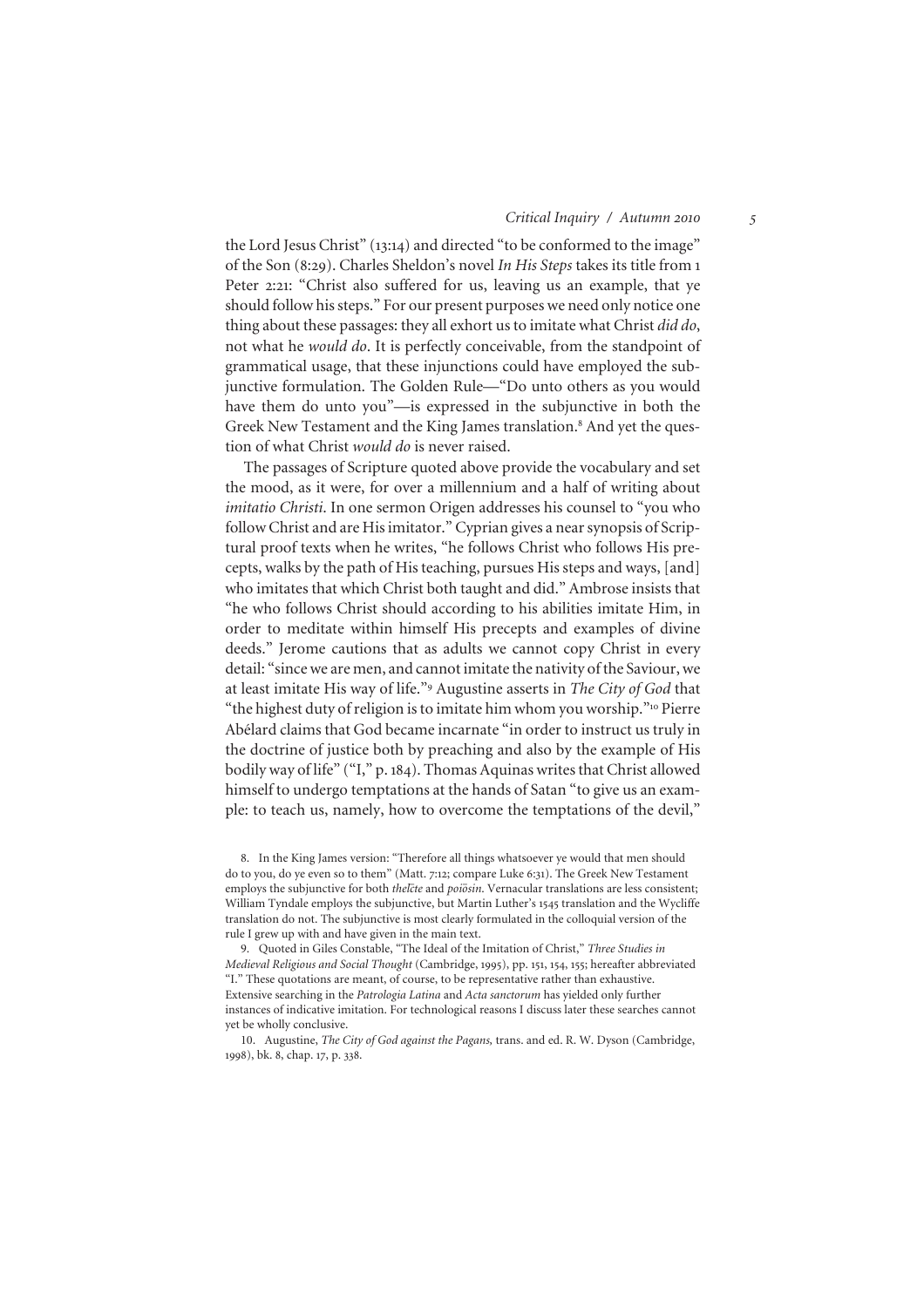the Lord Jesus Christ" (13:14) and directed "to be conformed to the image" of the Son (8:29). Charles Sheldon's novel *In His Steps* takes its title from 1 Peter 2:21: "Christ also suffered for us, leaving us an example, that ye should follow his steps." For our present purposes we need only notice one thing about these passages: they all exhort us to imitate what Christ *did do*, not what he *would do*. It is perfectly conceivable, from the standpoint of grammatical usage, that these injunctions could have employed the subjunctive formulation. The Golden Rule—"Do unto others as you would have them do unto you"—is expressed in the subjunctive in both the Greek New Testament and the King James translation.[8] And yet the question of what Christ *would do* is never raised.

The passages of Scripture quoted above provide the vocabulary and set the mood, as it were, for over a millennium and a half of writing about *imitatio Christi*. In one sermon Origen addresses his counsel to "you who follow Christ and are His imitator." Cyprian gives a near synopsis of Scriptural proof texts when he writes, "he follows Christ who follows His precepts, walks by the path of His teaching, pursues His steps and ways, [and] who imitates that which Christ both taught and did." Ambrose insists that "he who follows Christ should according to his abilities imitate Him, in order to meditate within himself His precepts and examples of divine deeds." Jerome cautions that as adults we cannot copy Christ in every detail: "since we are men, and cannot imitate the nativity of the Saviour, we at least imitate His way of life."[9] Augustine asserts in *The City of God* that "the highest duty of religion is to imitate him whom you worship."[10] Pierre Abélard claims that God became incarnate "in order to instruct us truly in the doctrine of justice both by preaching and also by the example of His bodily way of life" ("I," p. 184). Thomas Aquinas writes that Christ allowed himself to undergo temptations at the hands of Satan "to give us an example: to teach us, namely, how to overcome the temptations of the devil,"

8. In the King James version: "Therefore all things whatsoever ye would that men should do to you, do ye even so to them" (Matt. 7:12; compare Luke 6:31). The Greek New Testament employs the subjunctive for both *thelēte* and *poiōsin*. Vernacular translations are less consistent; William Tyndale employs the subjunctive, but Martin Luther's 1545 translation and the Wycliffe translation do not. The subjunctive is most clearly formulated in the colloquial version of the rule I grew up with and have given in the main text.

9. Quoted in Giles Constable, "The Ideal of the Imitation of Christ," *Three Studies in Medieval Religious and Social Thought* (Cambridge, 1995), pp. 151, 154, 155; hereafter abbreviated "I." These quotations are meant, of course, to be representative rather than exhaustive. Extensive searching in the *Patrologia Latina* and *Acta sanctorum* has yielded only further instances of indicative imitation. For technological reasons I discuss later these searches cannot yet be wholly conclusive.

10. Augustine, *The City of God against the Pagans,* trans. and ed. R. W. Dyson (Cambridge, 1998), bk. 8, chap. 17, p. 338.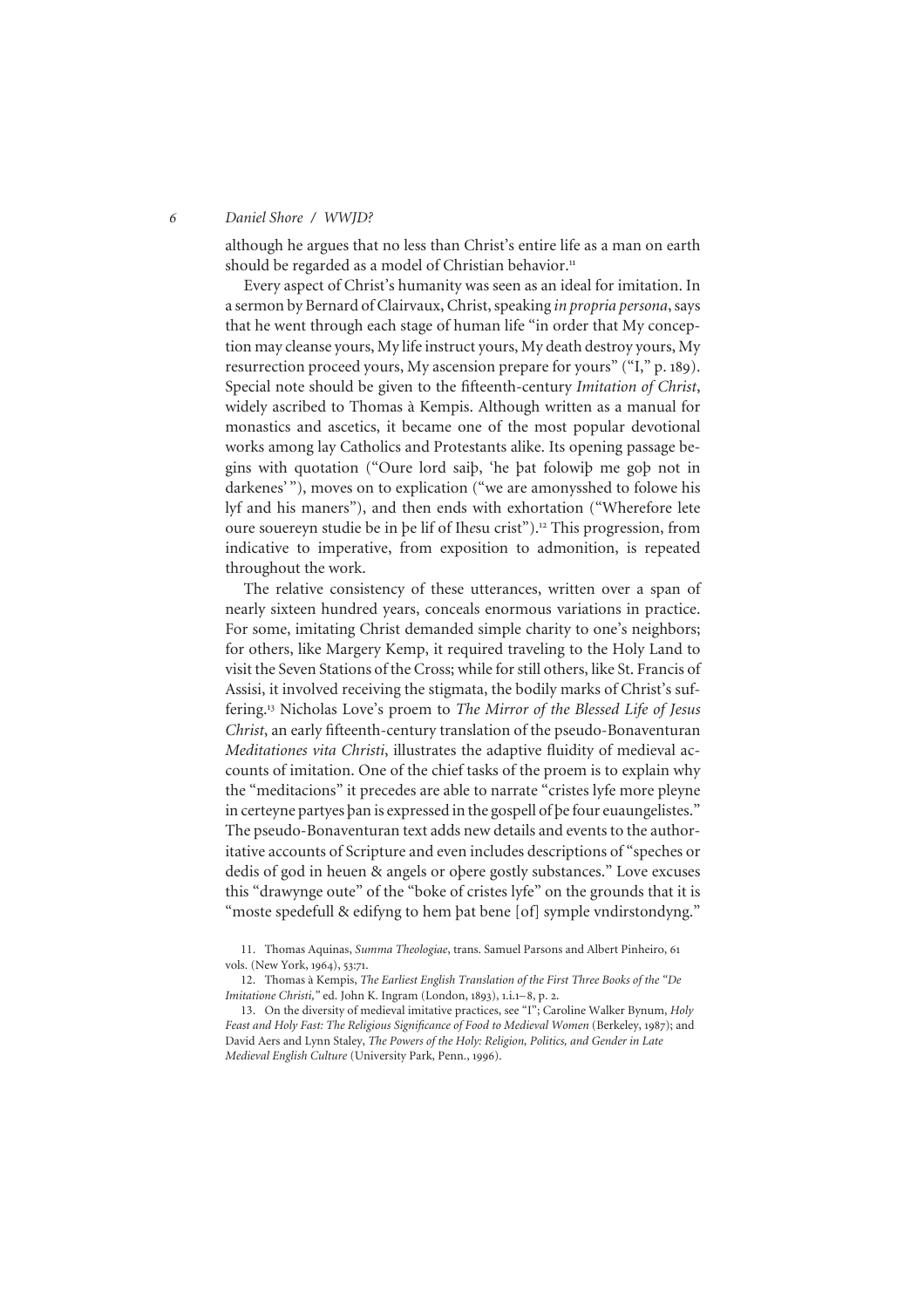although he argues that no less than Christ's entire life as a man on earth should be regarded as a model of Christian behavior.[11]

Every aspect of Christ's humanity was seen as an ideal for imitation. In a sermon by Bernard of Clairvaux, Christ, speaking *in propria persona*, says that he went through each stage of human life "in order that My conception may cleanse yours, My life instruct yours, My death destroy yours, My resurrection proceed yours, My ascension prepare for yours" ("I," p. 189). Special note should be given to the fifteenth-century *Imitation of Christ*, widely ascribed to Thomas à Kempis. Although written as a manual for monastics and ascetics, it became one of the most popular devotional works among lay Catholics and Protestants alike. Its opening passage begins with quotation ("Oure lord saiþ, 'he þat folowiþ me goþ not in darkenes'"), moves on to explication ("we are amonysshed to folowe his lyf and his maners"), and then ends with exhortation ("Wherefore lete oure souereyn studie be in þe lif of Ih*e*su crist").[12] This progression, from indicative to imperative, from exposition to admonition, is repeated throughout the work.

The relative consistency of these utterances, written over a span of nearly sixteen hundred years, conceals enormous variations in practice. For some, imitating Christ demanded simple charity to one's neighbors; for others, like Margery Kemp, it required traveling to the Holy Land to visit the Seven Stations of the Cross; while for still others, like St. Francis of Assisi, it involved receiving the stigmata, the bodily marks of Christ's suffering.[13] Nicholas Love's proem to *The Mirror of the Blessed Life of Jesus Christ*, an early fifteenth-century translation of the pseudo-Bonaventuran *Meditationes vita Christi*, illustrates the adaptive fluidity of medieval accounts of imitation. One of the chief tasks of the proem is to explain why the "meditacions" it precedes are able to narrate "cristes lyfe more pleyne in certeyne partyes þan is expressed in the gospell of þe four euaungelistes." The pseudo-Bonaventuran text adds new details and events to the authoritative accounts of Scripture and even includes descriptions of "speches or dedis of god in heuen & angels or oþere gostly substances." Love excuses this "drawynge oute" of the "boke of cristes lyfe" on the grounds that it is "moste spedefull & edifyng to hem þat bene [of] symple vndirstondyng."

11. Thomas Aquinas, *Summa Theologiae*, trans. Samuel Parsons and Albert Pinheiro, 61 vols. (New York, 1964), 53:71.

12. Thomas à Kempis, *The Earliest English Translation of the First Three Books of the "De Imitatione Christi,"* ed. John K. Ingram (London, 1893), 1.i.1–8, p. 2.

13. On the diversity of medieval imitative practices, see "I"; Caroline Walker Bynum, *Holy Feast and Holy Fast: The Religious Significance of Food to Medieval Women* (Berkeley, 1987); and David Aers and Lynn Staley, *The Powers of the Holy: Religion, Politics, and Gender in Late Medieval English Culture* (University Park, Penn., 1996).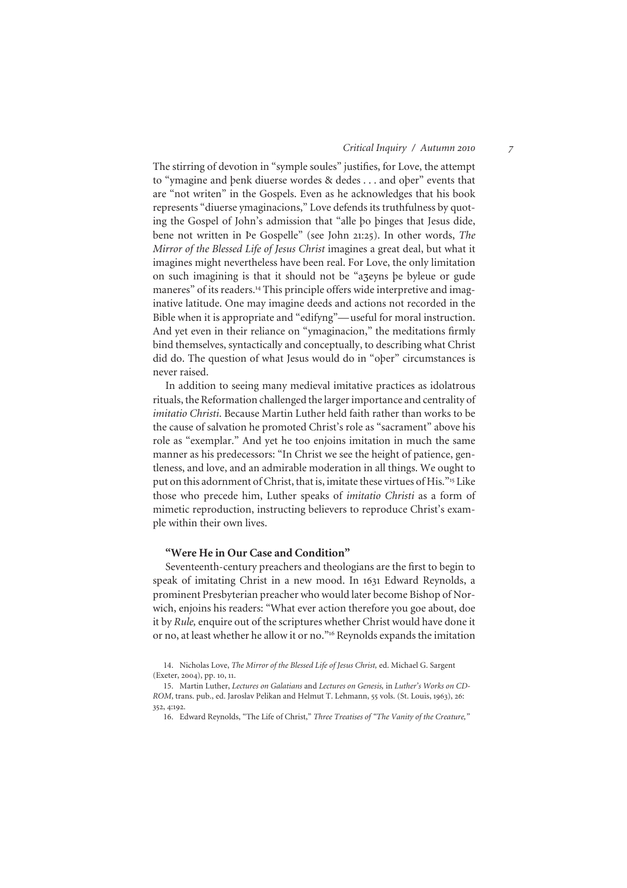The stirring of devotion in "symple soules" justifies, for Love, the attempt to "ymagine and þenk diuerse wordes & dedes . . . and oþer" events that are "not writen" in the Gospels. Even as he acknowledges that his book represents "diuerse ymaginacions," Love defends its truthfulness by quoting the Gospel of John's admission that "alle þo þinges that Jesus dide, bene not written in Þe Gospelle" (see John 21:25). In other words, *The Mirror of the Blessed Life of Jesus Christ* imagines a great deal, but what it imagines might nevertheless have been real. For Love, the only limitation on such imagining is that it should not be "aȝeyns þe byleue or gude maneres" of its readers.[14] This principle offers wide interpretive and imaginative latitude. One may imagine deeds and actions not recorded in the Bible when it is appropriate and "edifyng"—useful for moral instruction. And yet even in their reliance on "ymaginacion," the meditations firmly bind themselves, syntactically and conceptually, to describing what Christ did do. The question of what Jesus would do in "oþer" circumstances is never raised.

In addition to seeing many medieval imitative practices as idolatrous rituals, the Reformation challenged the larger importance and centrality of *imitatio Christi*. Because Martin Luther held faith rather than works to be the cause of salvation he promoted Christ's role as "sacrament" above his role as "exemplar." And yet he too enjoins imitation in much the same manner as his predecessors: "In Christ we see the height of patience, gentleness, and love, and an admirable moderation in all things. We ought to put on this adornment of Christ, that is, imitate these virtues of His."[15] Like those who precede him, Luther speaks of *imitatio Christi* as a form of mimetic reproduction, instructing believers to reproduce Christ's example within their own lives.

## "Were He in Our Case and Condition"

Seventeenth-century preachers and theologians are the first to begin to speak of imitating Christ in a new mood. In 1631 Edward Reynolds, a prominent Presbyterian preacher who would later become Bishop of Norwich, enjoins his readers: "What ever action therefore you goe about, doe it by *Rule,* enquire out of the scriptures whether Christ would have done it or no, at least whether he allow it or no."[16] Reynolds expands the imitation

14. Nicholas Love, *The Mirror of the Blessed Life of Jesus Christ,* ed. Michael G. Sargent (Exeter, 2004), pp. 10, 11.

15. Martin Luther, *Lectures on Galatians* and *Lectures on Genesis,* in *Luther's Works on CD-ROM*, trans. pub., ed. Jaroslav Pelikan and Helmut T. Lehmann, 55 vols. (St. Louis, 1963), 26: 352, 4:192.

16. Edward Reynolds, "The Life of Christ," *Three Treatises of "The Vanity of the Creature,"*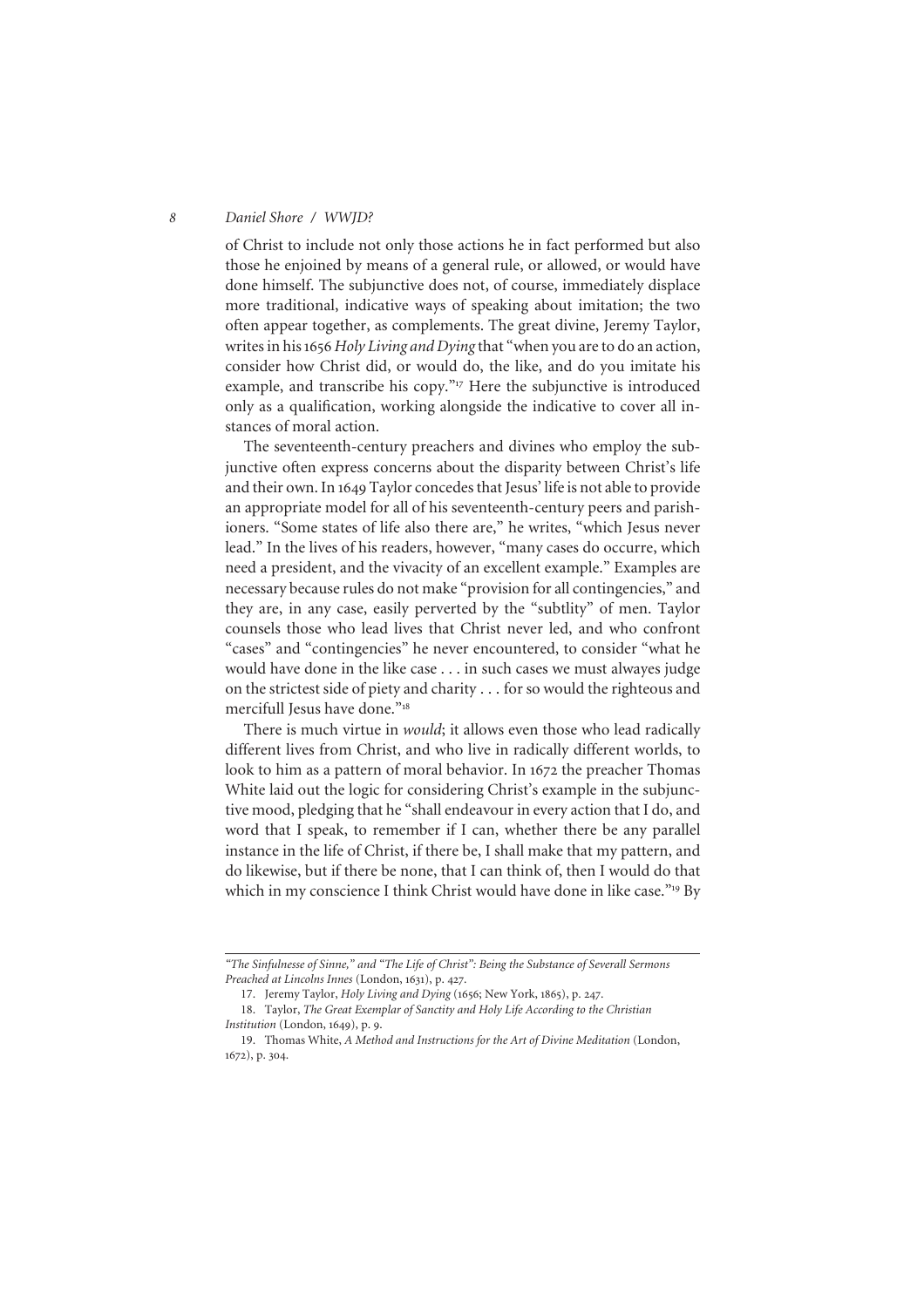of Christ to include not only those actions he in fact performed but also those he enjoined by means of a general rule, or allowed, or would have done himself. The subjunctive does not, of course, immediately displace more traditional, indicative ways of speaking about imitation; the two often appear together, as complements. The great divine, Jeremy Taylor, writes in his 1656 *Holy Living and Dying* that "when you are to do an action, consider how Christ did, or would do, the like, and do you imitate his example, and transcribe his copy."[17] Here the subjunctive is introduced only as a qualification, working alongside the indicative to cover all instances of moral action.

The seventeenth-century preachers and divines who employ the subjunctive often express concerns about the disparity between Christ's life and their own. In 1649 Taylor concedes that Jesus' life is not able to provide an appropriate model for all of his seventeenth-century peers and parishioners. "Some states of life also there are," he writes, "which Jesus never lead." In the lives of his readers, however, "many cases do occurre, which need a president, and the vivacity of an excellent example." Examples are necessary because rules do not make "provision for all contingencies," and they are, in any case, easily perverted by the "subtlity" of men. Taylor counsels those who lead lives that Christ never led, and who confront "cases" and "contingencies" he never encountered, to consider "what he would have done in the like case . . . in such cases we must alwayes judge on the strictest side of piety and charity . . . for so would the righteous and mercifull Jesus have done."[18]

There is much virtue in *would*; it allows even those who lead radically different lives from Christ, and who live in radically different worlds, to look to him as a pattern of moral behavior. In 1672 the preacher Thomas White laid out the logic for considering Christ's example in the subjunctive mood, pledging that he "shall endeavour in every action that I do, and word that I speak, to remember if I can, whether there be any parallel instance in the life of Christ, if there be, I shall make that my pattern, and do likewise, but if there be none, that I can think of, then I would do that which in my conscience I think Christ would have done in like case."[19] By

---

*"The Sinfulnesse of Sinne," and "The Life of Christ": Being the Substance of Severall Sermons Preached at Lincolns Innes* (London, 1631), p. 427.

17. Jeremy Taylor, *Holy Living and Dying* (1656; New York, 1865), p. 247.

18. Taylor, *The Great Exemplar of Sanctity and Holy Life According to the Christian Institution* (London, 1649), p. 9.

19. Thomas White, *A Method and Instructions for the Art of Divine Meditation* (London, 1672), p. 304.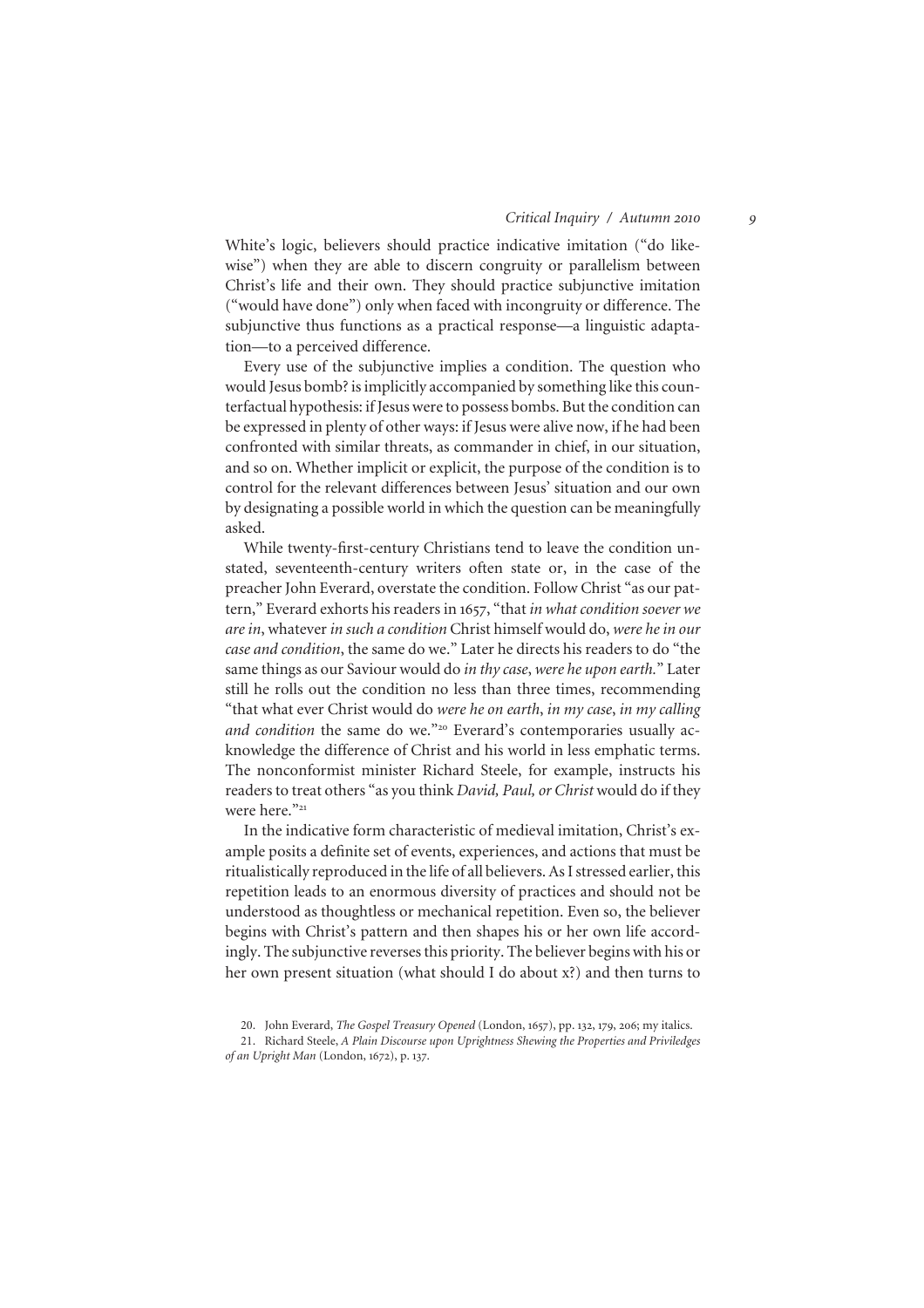White's logic, believers should practice indicative imitation ("do likewise") when they are able to discern congruity or parallelism between Christ's life and their own. They should practice subjunctive imitation ("would have done") only when faced with incongruity or difference. The subjunctive thus functions as a practical response—a linguistic adaptation—to a perceived difference.

Every use of the subjunctive implies a condition. The question who would Jesus bomb? is implicitly accompanied by something like this counterfactual hypothesis: if Jesus were to possess bombs. But the condition can be expressed in plenty of other ways: if Jesus were alive now, if he had been confronted with similar threats, as commander in chief, in our situation, and so on. Whether implicit or explicit, the purpose of the condition is to control for the relevant differences between Jesus' situation and our own by designating a possible world in which the question can be meaningfully asked.

While twenty-first-century Christians tend to leave the condition unstated, seventeenth-century writers often state or, in the case of the preacher John Everard, overstate the condition. Follow Christ "as our pattern," Everard exhorts his readers in 1657, "that *in what condition soever we are in*, whatever *in such a condition* Christ himself would do, *were he in our case and condition*, the same do we." Later he directs his readers to do "the same things as our Saviour would do *in thy case*, *were he upon earth.*" Later still he rolls out the condition no less than three times, recommending "that what ever Christ would do *were he on earth*, *in my case*, *in my calling and condition* the same do we."[20] Everard's contemporaries usually acknowledge the difference of Christ and his world in less emphatic terms. The nonconformist minister Richard Steele, for example, instructs his readers to treat others "as you think *David, Paul, or Christ* would do if they were here."[21]

In the indicative form characteristic of medieval imitation, Christ's example posits a definite set of events, experiences, and actions that must be ritualistically reproduced in the life of all believers. As I stressed earlier, this repetition leads to an enormous diversity of practices and should not be understood as thoughtless or mechanical repetition. Even so, the believer begins with Christ's pattern and then shapes his or her own life accordingly. The subjunctive reverses this priority. The believer begins with his or her own present situation (what should I do about x?) and then turns to

20. John Everard, *The Gospel Treasury Opened* (London, 1657), pp. 132, 179, 206; my italics.

21. Richard Steele, *A Plain Discourse upon Uprightness Shewing the Properties and Priviledges of an Upright Man* (London, 1672), p. 137.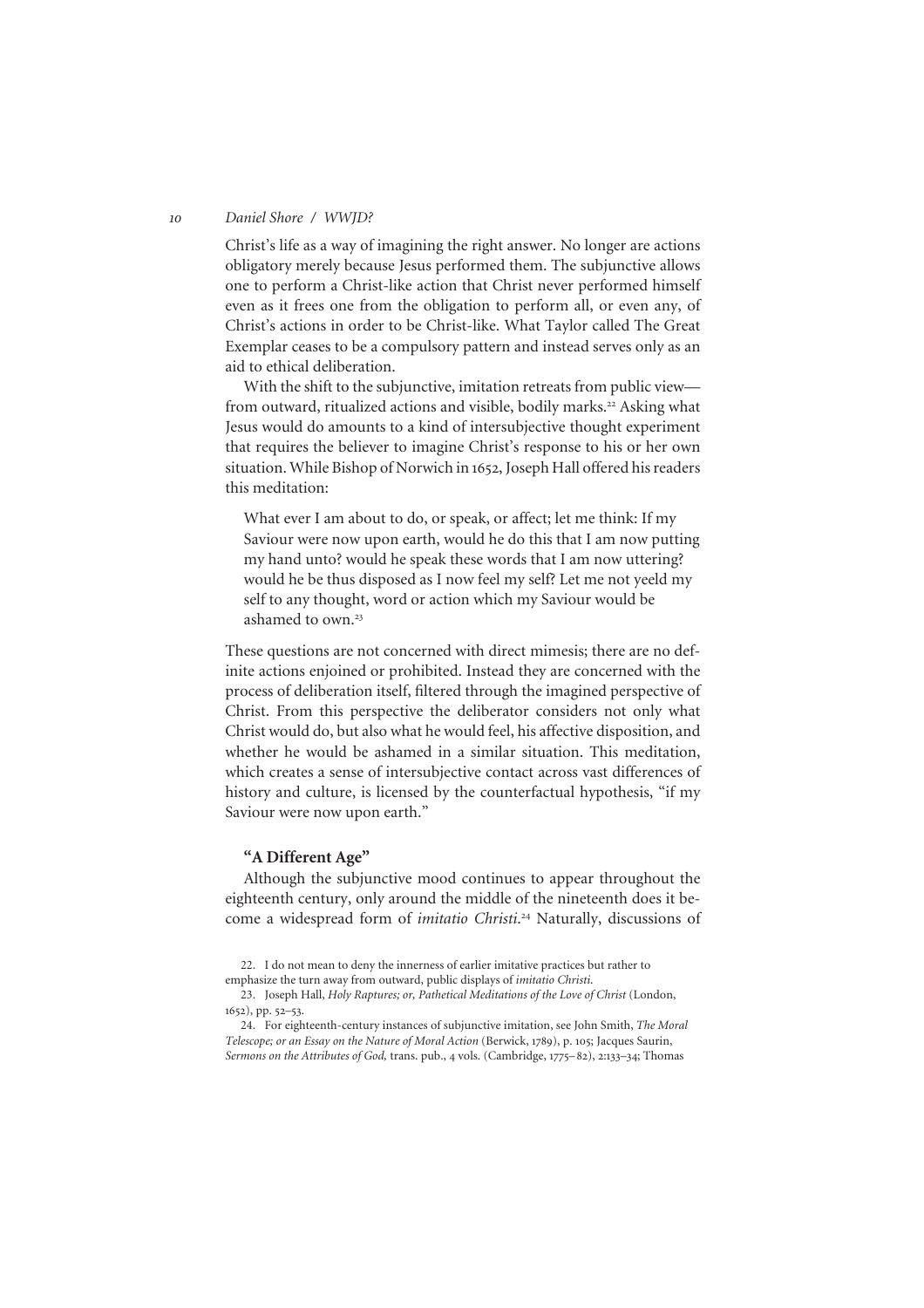Christ's life as a way of imagining the right answer. No longer are actions obligatory merely because Jesus performed them. The subjunctive allows one to perform a Christ-like action that Christ never performed himself even as it frees one from the obligation to perform all, or even any, of Christ's actions in order to be Christ-like. What Taylor called The Great Exemplar ceases to be a compulsory pattern and instead serves only as an aid to ethical deliberation.

With the shift to the subjunctive, imitation retreats from public view—from outward, ritualized actions and visible, bodily marks.[22] Asking what Jesus would do amounts to a kind of intersubjective thought experiment that requires the believer to imagine Christ's response to his or her own situation. While Bishop of Norwich in 1652, Joseph Hall offered his readers this meditation:

> What ever I am about to do, or speak, or affect; let me think: If my Saviour were now upon earth, would he do this that I am now putting my hand unto? would he speak these words that I am now uttering? would he be thus disposed as I now feel my self? Let me not yeeld my self to any thought, word or action which my Saviour would be ashamed to own.[23]

These questions are not concerned with direct mimesis; there are no definite actions enjoined or prohibited. Instead they are concerned with the process of deliberation itself, filtered through the imagined perspective of Christ. From this perspective the deliberator considers not only what Christ would do, but also what he would feel, his affective disposition, and whether he would be ashamed in a similar situation. This meditation, which creates a sense of intersubjective contact across vast differences of history and culture, is licensed by the counterfactual hypothesis, "if my Saviour were now upon earth."

### "A Different Age"

Although the subjunctive mood continues to appear throughout the eighteenth century, only around the middle of the nineteenth does it become a widespread form of *imitatio Christi*.[24] Naturally, discussions of

22. I do not mean to deny the innerness of earlier imitative practices but rather to emphasize the turn away from outward, public displays of *imitatio Christi*.

23. Joseph Hall, *Holy Raptures; or, Pathetical Meditations of the Love of Christ* (London, 1652), pp. 52–53.

24. For eighteenth-century instances of subjunctive imitation, see John Smith, *The Moral Telescope; or an Essay on the Nature of Moral Action* (Berwick, 1789), p. 105; Jacques Saurin, *Sermons on the Attributes of God,* trans. pub., 4 vols. (Cambridge, 1775–82), 2:133–34; Thomas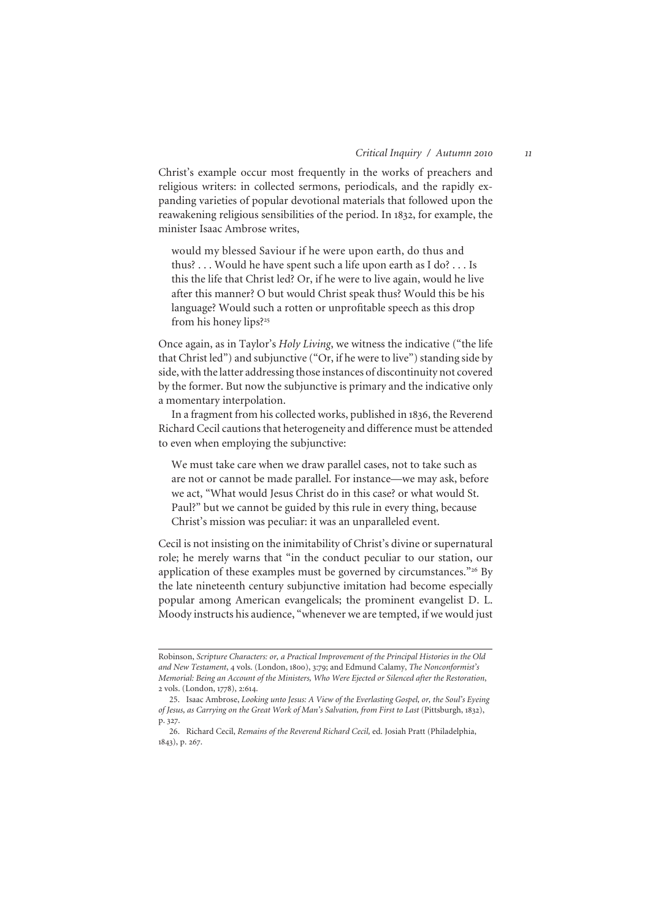Christ's example occur most frequently in the works of preachers and religious writers: in collected sermons, periodicals, and the rapidly expanding varieties of popular devotional materials that followed upon the reawakening religious sensibilities of the period. In 1832, for example, the minister Isaac Ambrose writes,

> would my blessed Saviour if he were upon earth, do thus and thus? . . . Would he have spent such a life upon earth as I do? . . . Is this the life that Christ led? Or, if he were to live again, would he live after this manner? O but would Christ speak thus? Would this be his language? Would such a rotten or unprofitable speech as this drop from his honey lips?[25]

Once again, as in Taylor's *Holy Living*, we witness the indicative ("the life that Christ led") and subjunctive ("Or, if he were to live") standing side by side, with the latter addressing those instances of discontinuity not covered by the former. But now the subjunctive is primary and the indicative only a momentary interpolation.

In a fragment from his collected works, published in 1836, the Reverend Richard Cecil cautions that heterogeneity and difference must be attended to even when employing the subjunctive:

> We must take care when we draw parallel cases, not to take such as are not or cannot be made parallel. For instance—we may ask, before we act, "What would Jesus Christ do in this case? or what would St. Paul?" but we cannot be guided by this rule in every thing, because Christ's mission was peculiar: it was an unparalleled event.

Cecil is not insisting on the inimitability of Christ's divine or supernatural role; he merely warns that "in the conduct peculiar to our station, our application of these examples must be governed by circumstances."[26] By the late nineteenth century subjunctive imitation had become especially popular among American evangelicals; the prominent evangelist D. L. Moody instructs his audience, "whenever we are tempted, if we would just

---

Robinson, *Scripture Characters: or, a Practical Improvement of the Principal Histories in the Old and New Testament*, 4 vols. (London, 1800), 3:79; and Edmund Calamy, *The Nonconformist's Memorial: Being an Account of the Ministers, Who Were Ejected or Silenced after the Restoration*, 2 vols. (London, 1778), 2:614.

25. Isaac Ambrose, *Looking unto Jesus: A View of the Everlasting Gospel, or, the Soul's Eyeing of Jesus, as Carrying on the Great Work of Man's Salvation, from First to Last* (Pittsburgh, 1832), p. 327.

26. Richard Cecil, *Remains of the Reverend Richard Cecil,* ed. Josiah Pratt (Philadelphia, 1843), p. 267.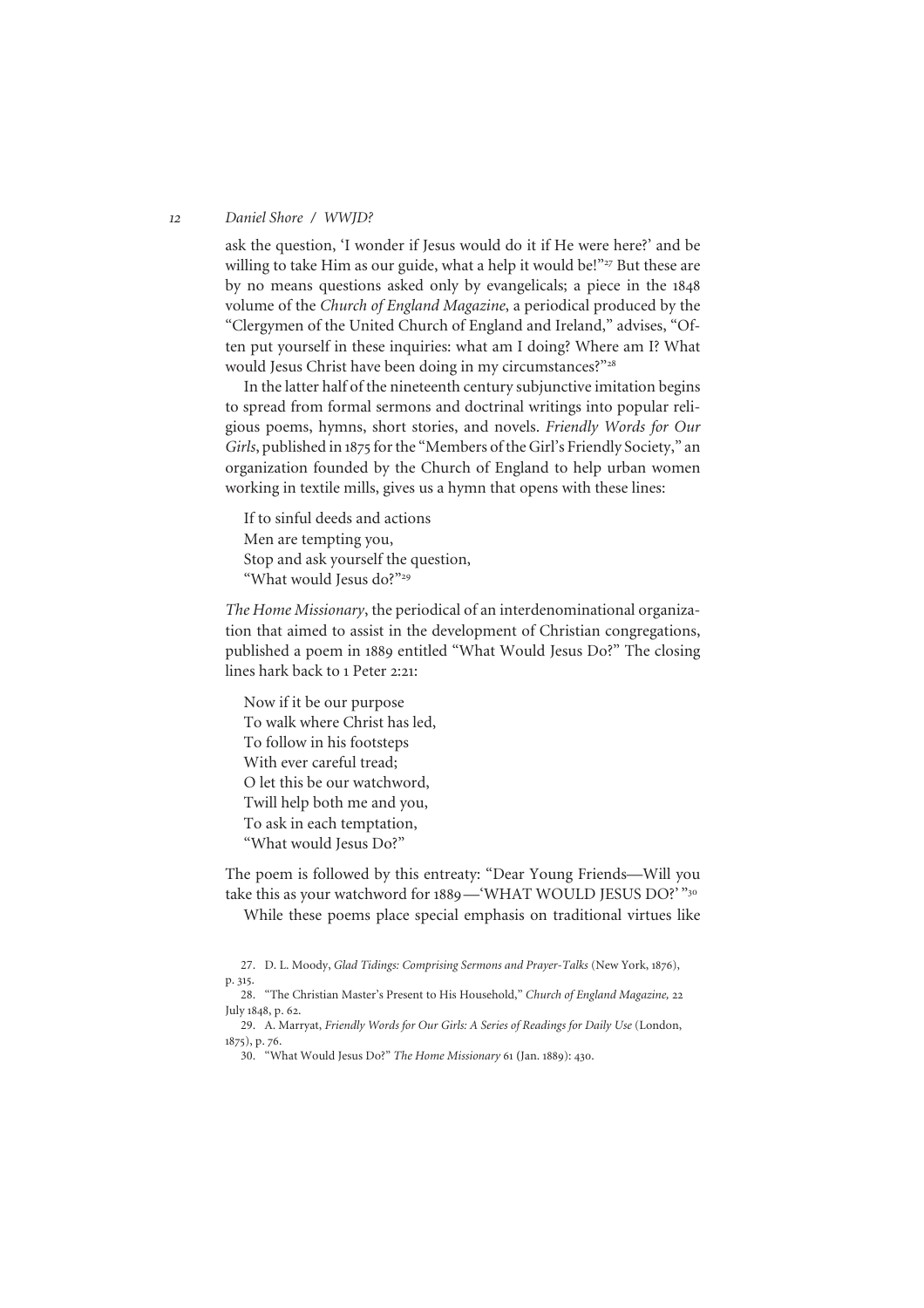ask the question, 'I wonder if Jesus would do it if He were here?' and be willing to take Him as our guide, what a help it would be!"[27] But these are by no means questions asked only by evangelicals; a piece in the 1848 volume of the *Church of England Magazine*, a periodical produced by the "Clergymen of the United Church of England and Ireland," advises, "Often put yourself in these inquiries: what am I doing? Where am I? What would Jesus Christ have been doing in my circumstances?"[28]

In the latter half of the nineteenth century subjunctive imitation begins to spread from formal sermons and doctrinal writings into popular religious poems, hymns, short stories, and novels. *Friendly Words for Our Girls*, published in 1875 for the "Members of the Girl's Friendly Society," an organization founded by the Church of England to help urban women working in textile mills, gives us a hymn that opens with these lines:

> If to sinful deeds and actions
> Men are tempting you,
> Stop and ask yourself the question,
> "What would Jesus do?"[29]

*The Home Missionary*, the periodical of an interdenominational organization that aimed to assist in the development of Christian congregations, published a poem in 1889 entitled "What Would Jesus Do?" The closing lines hark back to 1 Peter 2:21:

> Now if it be our purpose
> To walk where Christ has led,
> To follow in his footsteps
> With ever careful tread;
> O let this be our watchword,
> Twill help both me and you,
> To ask in each temptation,
> "What would Jesus Do?"

The poem is followed by this entreaty: "Dear Young Friends—Will you take this as your watchword for 1889—'WHAT WOULD JESUS DO?'"[30]

While these poems place special emphasis on traditional virtues like

27. D. L. Moody, *Glad Tidings: Comprising Sermons and Prayer-Talks* (New York, 1876), p. 315.

28. "The Christian Master's Present to His Household," *Church of England Magazine,* 22 July 1848, p. 62.

29. A. Marryat, *Friendly Words for Our Girls: A Series of Readings for Daily Use* (London, 1875), p. 76.

30. "What Would Jesus Do?" *The Home Missionary* 61 (Jan. 1889): 430.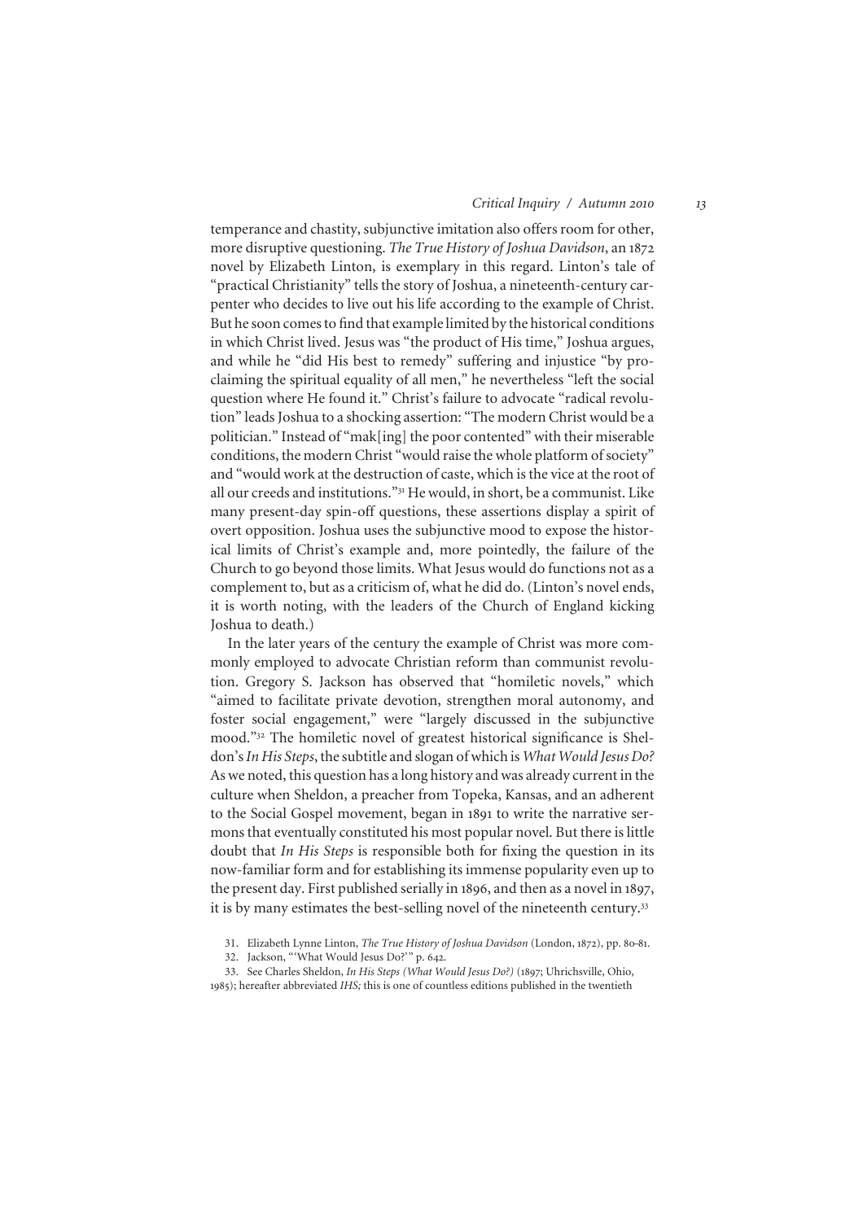temperance and chastity, subjunctive imitation also offers room for other, more disruptive questioning. *The True History of Joshua Davidson*, an 1872 novel by Elizabeth Linton, is exemplary in this regard. Linton's tale of "practical Christianity" tells the story of Joshua, a nineteenth-century carpenter who decides to live out his life according to the example of Christ. But he soon comes to find that example limited by the historical conditions in which Christ lived. Jesus was "the product of His time," Joshua argues, and while he "did His best to remedy" suffering and injustice "by proclaiming the spiritual equality of all men," he nevertheless "left the social question where He found it." Christ's failure to advocate "radical revolution" leads Joshua to a shocking assertion: "The modern Christ would be a politician." Instead of "mak[ing] the poor contented" with their miserable conditions, the modern Christ "would raise the whole platform of society" and "would work at the destruction of caste, which is the vice at the root of all our creeds and institutions."[31] He would, in short, be a communist. Like many present-day spin-off questions, these assertions display a spirit of overt opposition. Joshua uses the subjunctive mood to expose the historical limits of Christ's example and, more pointedly, the failure of the Church to go beyond those limits. What Jesus would do functions not as a complement to, but as a criticism of, what he did do. (Linton's novel ends, it is worth noting, with the leaders of the Church of England kicking Joshua to death.)

In the later years of the century the example of Christ was more commonly employed to advocate Christian reform than communist revolution. Gregory S. Jackson has observed that "homiletic novels," which "aimed to facilitate private devotion, strengthen moral autonomy, and foster social engagement," were "largely discussed in the subjunctive mood."[32] The homiletic novel of greatest historical significance is Sheldon's *In His Steps*, the subtitle and slogan of which is *What Would Jesus Do?* As we noted, this question has a long history and was already current in the culture when Sheldon, a preacher from Topeka, Kansas, and an adherent to the Social Gospel movement, began in 1891 to write the narrative sermons that eventually constituted his most popular novel. But there is little doubt that *In His Steps* is responsible both for fixing the question in its now-familiar form and for establishing its immense popularity even up to the present day. First published serially in 1896, and then as a novel in 1897, it is by many estimates the best-selling novel of the nineteenth century.[33]

31. Elizabeth Lynne Linton, *The True History of Joshua Davidson* (London, 1872), pp. 80–81.

32. Jackson, "'What Would Jesus Do?'" p. 642.

33. See Charles Sheldon, *In His Steps (What Would Jesus Do?)* (1897; Uhrichsville, Ohio, 1985); hereafter abbreviated *IHS;* this is one of countless editions published in the twentieth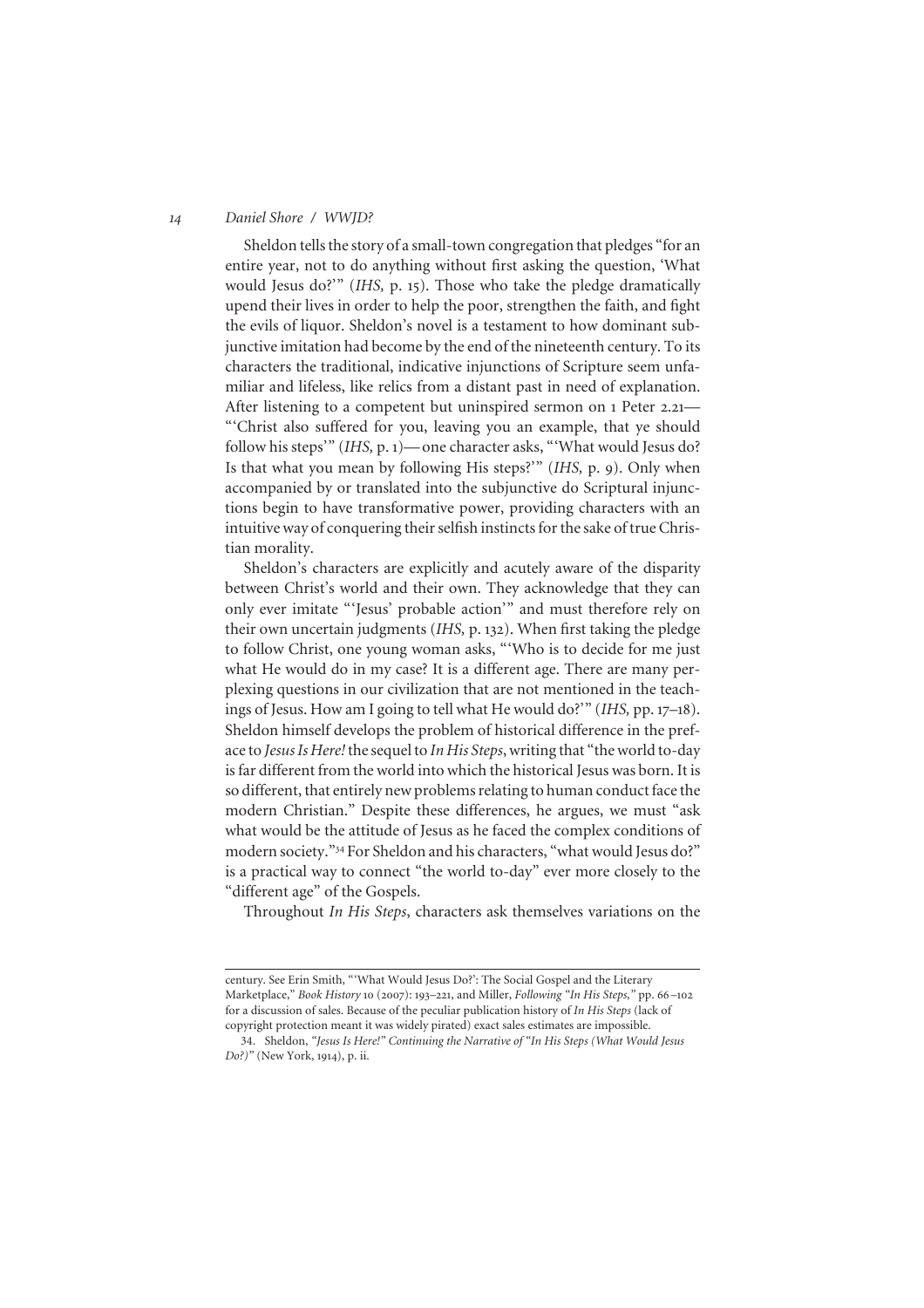Sheldon tells the story of a small-town congregation that pledges "for an entire year, not to do anything without first asking the question, 'What would Jesus do?'" (*IHS,* p. 15). Those who take the pledge dramatically upend their lives in order to help the poor, strengthen the faith, and fight the evils of liquor. Sheldon's novel is a testament to how dominant subjunctive imitation had become by the end of the nineteenth century. To its characters the traditional, indicative injunctions of Scripture seem unfamiliar and lifeless, like relics from a distant past in need of explanation. After listening to a competent but uninspired sermon on 1 Peter 2.21— "'Christ also suffered for you, leaving you an example, that ye should follow his steps'" (*IHS,* p. 1)— one character asks, "'What would Jesus do? Is that what you mean by following His steps?'" (*IHS,* p. 9). Only when accompanied by or translated into the subjunctive do Scriptural injunctions begin to have transformative power, providing characters with an intuitive way of conquering their selfish instincts for the sake of true Christian morality.

Sheldon's characters are explicitly and acutely aware of the disparity between Christ's world and their own. They acknowledge that they can only ever imitate "'Jesus' probable action'" and must therefore rely on their own uncertain judgments (*IHS,* p. 132). When first taking the pledge to follow Christ, one young woman asks, "'Who is to decide for me just what He would do in my case? It is a different age. There are many perplexing questions in our civilization that are not mentioned in the teachings of Jesus. How am I going to tell what He would do?'" (*IHS,* pp. 17–18). Sheldon himself develops the problem of historical difference in the preface to *Jesus Is Here!* the sequel to *In His Steps*, writing that "the world to-day is far different from the world into which the historical Jesus was born. It is so different, that entirely new problems relating to human conduct face the modern Christian." Despite these differences, he argues, we must "ask what would be the attitude of Jesus as he faced the complex conditions of modern society."[34] For Sheldon and his characters, "what would Jesus do?" is a practical way to connect "the world to-day" ever more closely to the "different age" of the Gospels.

Throughout *In His Steps*, characters ask themselves variations on the

---

century. See Erin Smith, "'What Would Jesus Do?': The Social Gospel and the Literary Marketplace," *Book History* 10 (2007): 193–221, and Miller, *Following "In His Steps,"* pp. 66–102 for a discussion of sales. Because of the peculiar publication history of *In His Steps* (lack of copyright protection meant it was widely pirated) exact sales estimates are impossible.

34. Sheldon, *"Jesus Is Here!" Continuing the Narrative of "In His Steps (What Would Jesus Do?)"* (New York, 1914), p. ii.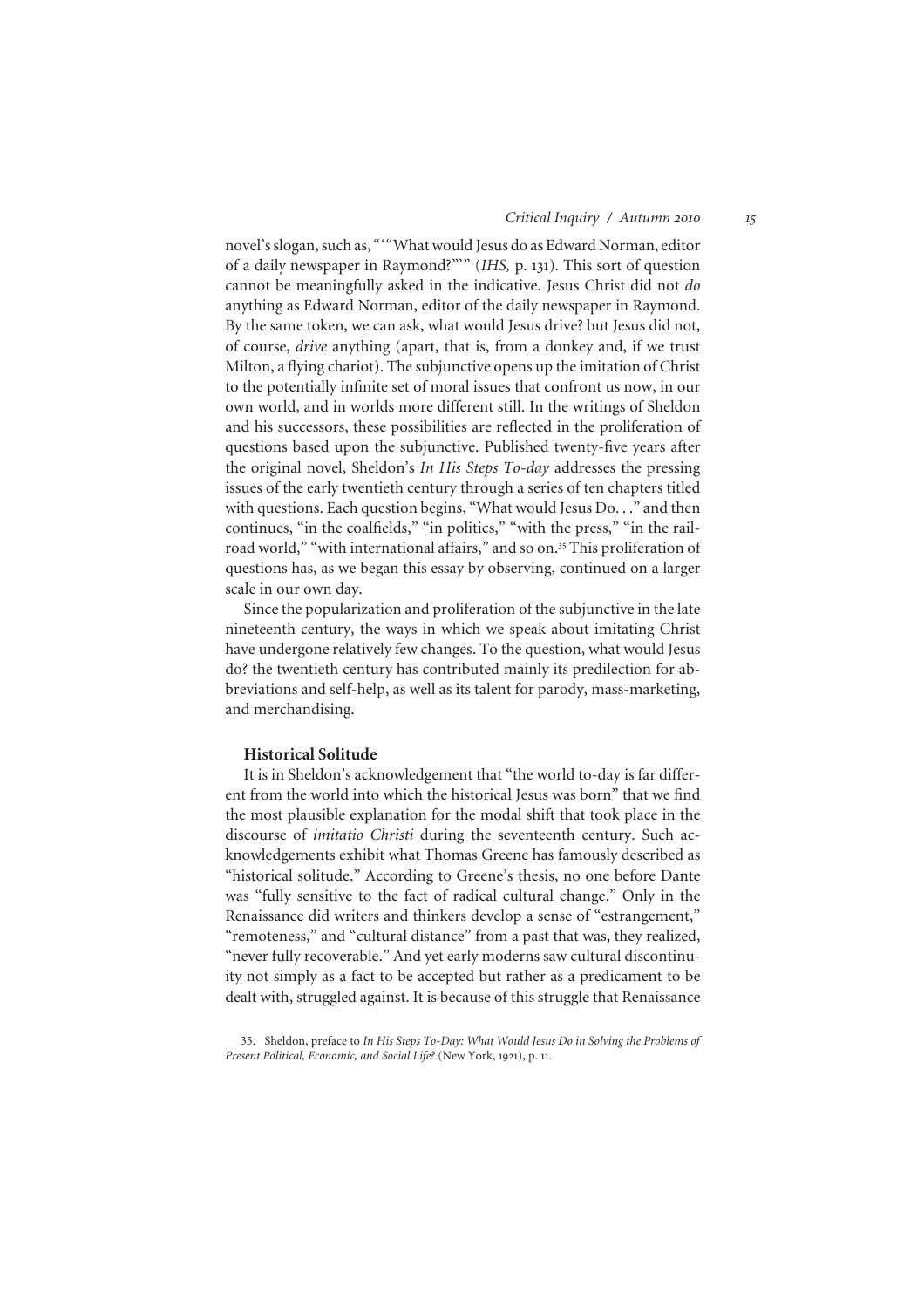novel's slogan, such as, "'"What would Jesus do as Edward Norman, editor of a daily newspaper in Raymond?"'" (*IHS,* p. 131). This sort of question cannot be meaningfully asked in the indicative. Jesus Christ did not *do* anything as Edward Norman, editor of the daily newspaper in Raymond. By the same token, we can ask, what would Jesus drive? but Jesus did not, of course, *drive* anything (apart, that is, from a donkey and, if we trust Milton, a flying chariot). The subjunctive opens up the imitation of Christ to the potentially infinite set of moral issues that confront us now, in our own world, and in worlds more different still. In the writings of Sheldon and his successors, these possibilities are reflected in the proliferation of questions based upon the subjunctive. Published twenty-five years after the original novel, Sheldon's *In His Steps To-day* addresses the pressing issues of the early twentieth century through a series of ten chapters titled with questions. Each question begins, "What would Jesus Do..." and then continues, "in the coalfields," "in politics," "with the press," "in the railroad world," "with international affairs," and so on.[35] This proliferation of questions has, as we began this essay by observing, continued on a larger scale in our own day.

Since the popularization and proliferation of the subjunctive in the late nineteenth century, the ways in which we speak about imitating Christ have undergone relatively few changes. To the question, what would Jesus do? the twentieth century has contributed mainly its predilection for abbreviations and self-help, as well as its talent for parody, mass-marketing, and merchandising.

### Historical Solitude

It is in Sheldon's acknowledgement that "the world to-day is far different from the world into which the historical Jesus was born" that we find the most plausible explanation for the modal shift that took place in the discourse of *imitatio Christi* during the seventeenth century. Such acknowledgements exhibit what Thomas Greene has famously described as "historical solitude." According to Greene's thesis, no one before Dante was "fully sensitive to the fact of radical cultural change." Only in the Renaissance did writers and thinkers develop a sense of "estrangement," "remoteness," and "cultural distance" from a past that was, they realized, "never fully recoverable." And yet early moderns saw cultural discontinuity not simply as a fact to be accepted but rather as a predicament to be dealt with, struggled against. It is because of this struggle that Renaissance

35. Sheldon, preface to *In His Steps To-Day: What Would Jesus Do in Solving the Problems of Present Political, Economic, and Social Life?* (New York, 1921), p. 11.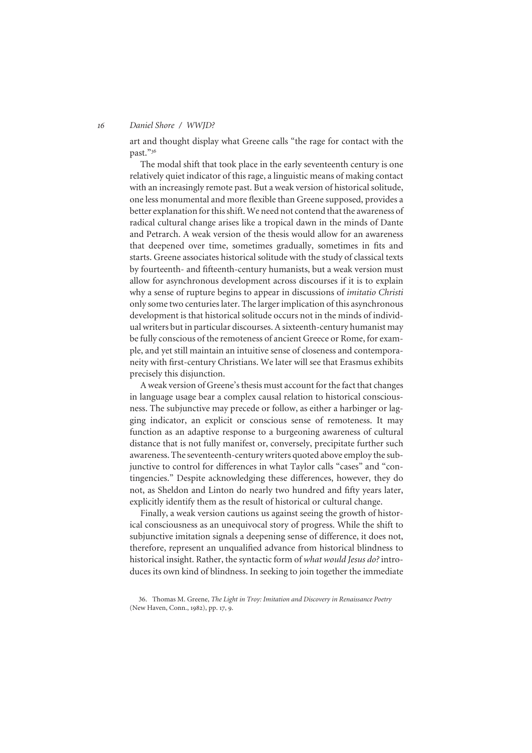art and thought display what Greene calls "the rage for contact with the past."[36]

The modal shift that took place in the early seventeenth century is one relatively quiet indicator of this rage, a linguistic means of making contact with an increasingly remote past. But a weak version of historical solitude, one less monumental and more flexible than Greene supposed, provides a better explanation for this shift. We need not contend that the awareness of radical cultural change arises like a tropical dawn in the minds of Dante and Petrarch. A weak version of the thesis would allow for an awareness that deepened over time, sometimes gradually, sometimes in fits and starts. Greene associates historical solitude with the study of classical texts by fourteenth- and fifteenth-century humanists, but a weak version must allow for asynchronous development across discourses if it is to explain why a sense of rupture begins to appear in discussions of *imitatio Christi* only some two centuries later. The larger implication of this asynchronous development is that historical solitude occurs not in the minds of individual writers but in particular discourses. A sixteenth-century humanist may be fully conscious of the remoteness of ancient Greece or Rome, for example, and yet still maintain an intuitive sense of closeness and contemporaneity with first-century Christians. We later will see that Erasmus exhibits precisely this disjunction.

A weak version of Greene's thesis must account for the fact that changes in language usage bear a complex causal relation to historical consciousness. The subjunctive may precede or follow, as either a harbinger or lagging indicator, an explicit or conscious sense of remoteness. It may function as an adaptive response to a burgeoning awareness of cultural distance that is not fully manifest or, conversely, precipitate further such awareness. The seventeenth-century writers quoted above employ the subjunctive to control for differences in what Taylor calls "cases" and "contingencies." Despite acknowledging these differences, however, they do not, as Sheldon and Linton do nearly two hundred and fifty years later, explicitly identify them as the result of historical or cultural change.

Finally, a weak version cautions us against seeing the growth of historical consciousness as an unequivocal story of progress. While the shift to subjunctive imitation signals a deepening sense of difference, it does not, therefore, represent an unqualified advance from historical blindness to historical insight. Rather, the syntactic form of *what would Jesus do?* introduces its own kind of blindness. In seeking to join together the immediate

36. Thomas M. Greene, *The Light in Troy: Imitation and Discovery in Renaissance Poetry* (New Haven, Conn., 1982), pp. 17, 9.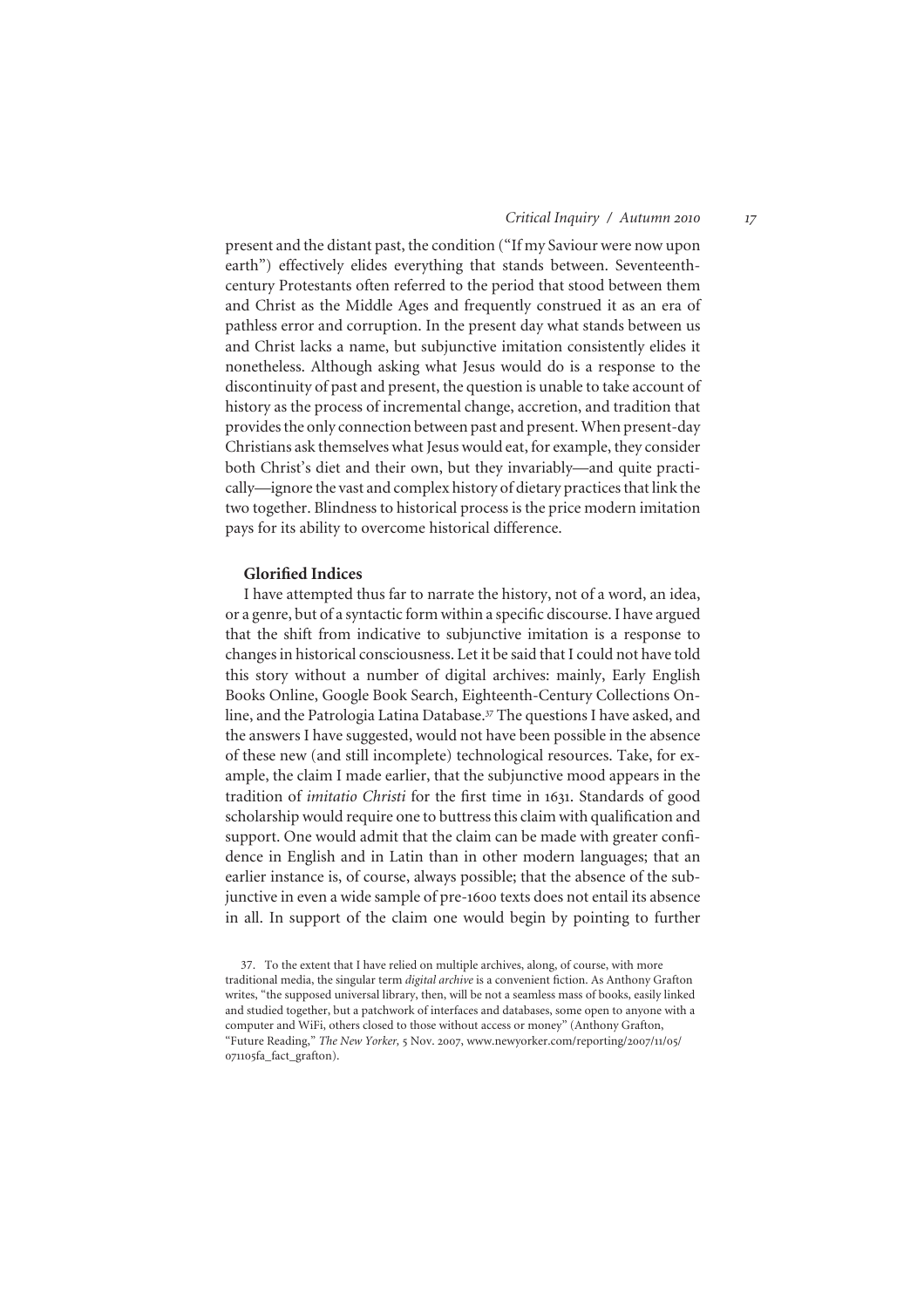present and the distant past, the condition ("If my Saviour were now upon earth") effectively elides everything that stands between. Seventeenth-century Protestants often referred to the period that stood between them and Christ as the Middle Ages and frequently construed it as an era of pathless error and corruption. In the present day what stands between us and Christ lacks a name, but subjunctive imitation consistently elides it nonetheless. Although asking what Jesus would do is a response to the discontinuity of past and present, the question is unable to take account of history as the process of incremental change, accretion, and tradition that provides the only connection between past and present. When present-day Christians ask themselves what Jesus would eat, for example, they consider both Christ's diet and their own, but they invariably—and quite practically—ignore the vast and complex history of dietary practices that link the two together. Blindness to historical process is the price modern imitation pays for its ability to overcome historical difference.

### Glorified Indices

I have attempted thus far to narrate the history, not of a word, an idea, or a genre, but of a syntactic form within a specific discourse. I have argued that the shift from indicative to subjunctive imitation is a response to changes in historical consciousness. Let it be said that I could not have told this story without a number of digital archives: mainly, Early English Books Online, Google Book Search, Eighteenth-Century Collections Online, and the Patrologia Latina Database.[37] The questions I have asked, and the answers I have suggested, would not have been possible in the absence of these new (and still incomplete) technological resources. Take, for example, the claim I made earlier, that the subjunctive mood appears in the tradition of *imitatio Christi* for the first time in 1631. Standards of good scholarship would require one to buttress this claim with qualification and support. One would admit that the claim can be made with greater confidence in English and in Latin than in other modern languages; that an earlier instance is, of course, always possible; that the absence of the subjunctive in even a wide sample of pre-1600 texts does not entail its absence in all. In support of the claim one would begin by pointing to further

37. To the extent that I have relied on multiple archives, along, of course, with more traditional media, the singular term *digital archive* is a convenient fiction. As Anthony Grafton writes, "the supposed universal library, then, will be not a seamless mass of books, easily linked and studied together, but a patchwork of interfaces and databases, some open to anyone with a computer and WiFi, others closed to those without access or money" (Anthony Grafton, "Future Reading," *The New Yorker,* 5 Nov. 2007, www.newyorker.com/reporting/2007/11/05/071105fa_fact_grafton).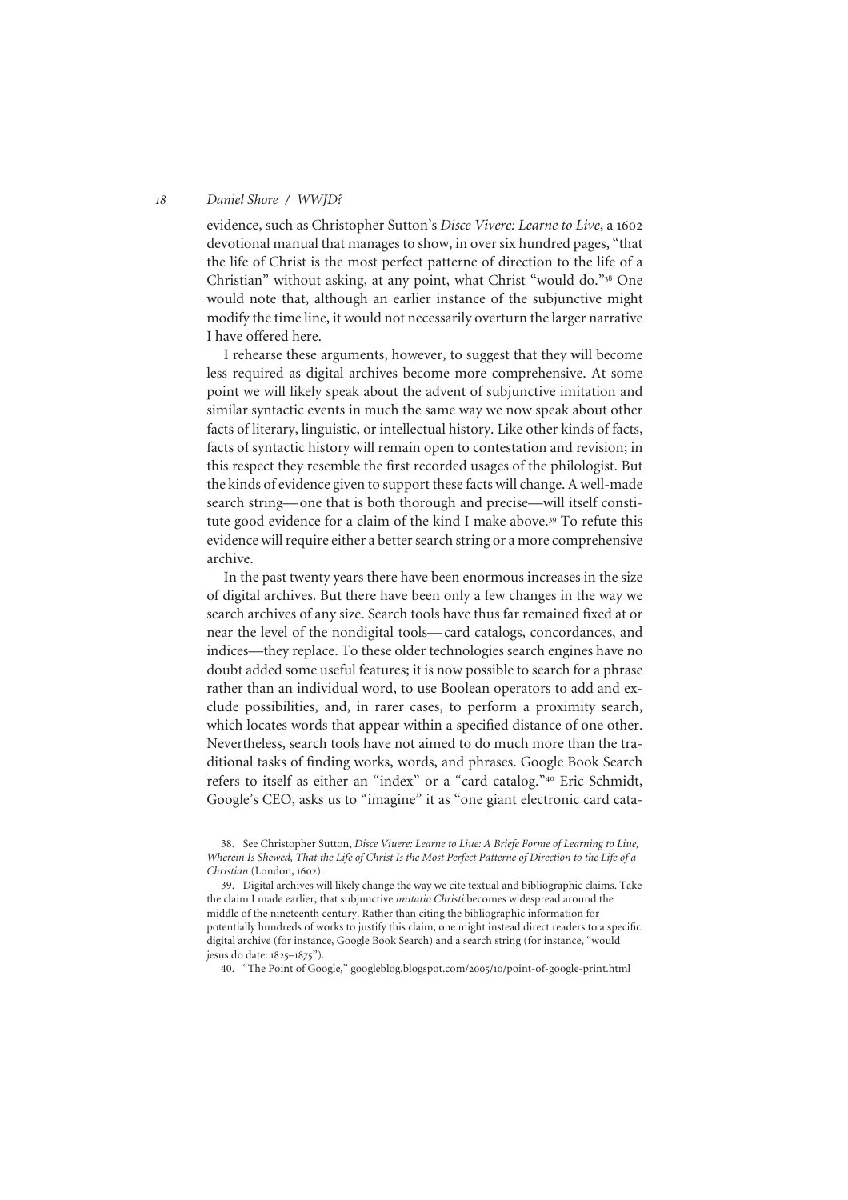evidence, such as Christopher Sutton's *Disce Vivere: Learne to Live*, a 1602 devotional manual that manages to show, in over six hundred pages, "that the life of Christ is the most perfect patterne of direction to the life of a Christian" without asking, at any point, what Christ "would do."[38] One would note that, although an earlier instance of the subjunctive might modify the time line, it would not necessarily overturn the larger narrative I have offered here.

I rehearse these arguments, however, to suggest that they will become less required as digital archives become more comprehensive. At some point we will likely speak about the advent of subjunctive imitation and similar syntactic events in much the same way we now speak about other facts of literary, linguistic, or intellectual history. Like other kinds of facts, facts of syntactic history will remain open to contestation and revision; in this respect they resemble the first recorded usages of the philologist. But the kinds of evidence given to support these facts will change. A well-made search string—one that is both thorough and precise—will itself constitute good evidence for a claim of the kind I make above.[39] To refute this evidence will require either a better search string or a more comprehensive archive.

In the past twenty years there have been enormous increases in the size of digital archives. But there have been only a few changes in the way we search archives of any size. Search tools have thus far remained fixed at or near the level of the nondigital tools—card catalogs, concordances, and indices—they replace. To these older technologies search engines have no doubt added some useful features; it is now possible to search for a phrase rather than an individual word, to use Boolean operators to add and exclude possibilities, and, in rarer cases, to perform a proximity search, which locates words that appear within a specified distance of one other. Nevertheless, search tools have not aimed to do much more than the traditional tasks of finding works, words, and phrases. Google Book Search refers to itself as either an "index" or a "card catalog."[40] Eric Schmidt, Google's CEO, asks us to "imagine" it as "one giant electronic card cata-

38. See Christopher Sutton, *Disce Viuere: Learne to Liue: A Briefe Forme of Learning to Liue, Wherein Is Shewed, That the Life of Christ Is the Most Perfect Patterne of Direction to the Life of a Christian* (London, 1602).

39. Digital archives will likely change the way we cite textual and bibliographic claims. Take the claim I made earlier, that subjunctive *imitatio Christi* becomes widespread around the middle of the nineteenth century. Rather than citing the bibliographic information for potentially hundreds of works to justify this claim, one might instead direct readers to a specific digital archive (for instance, Google Book Search) and a search string (for instance, "would jesus do date: 1825–1875").

40. "The Point of Google," googleblog.blogspot.com/2005/10/point-of-google-print.html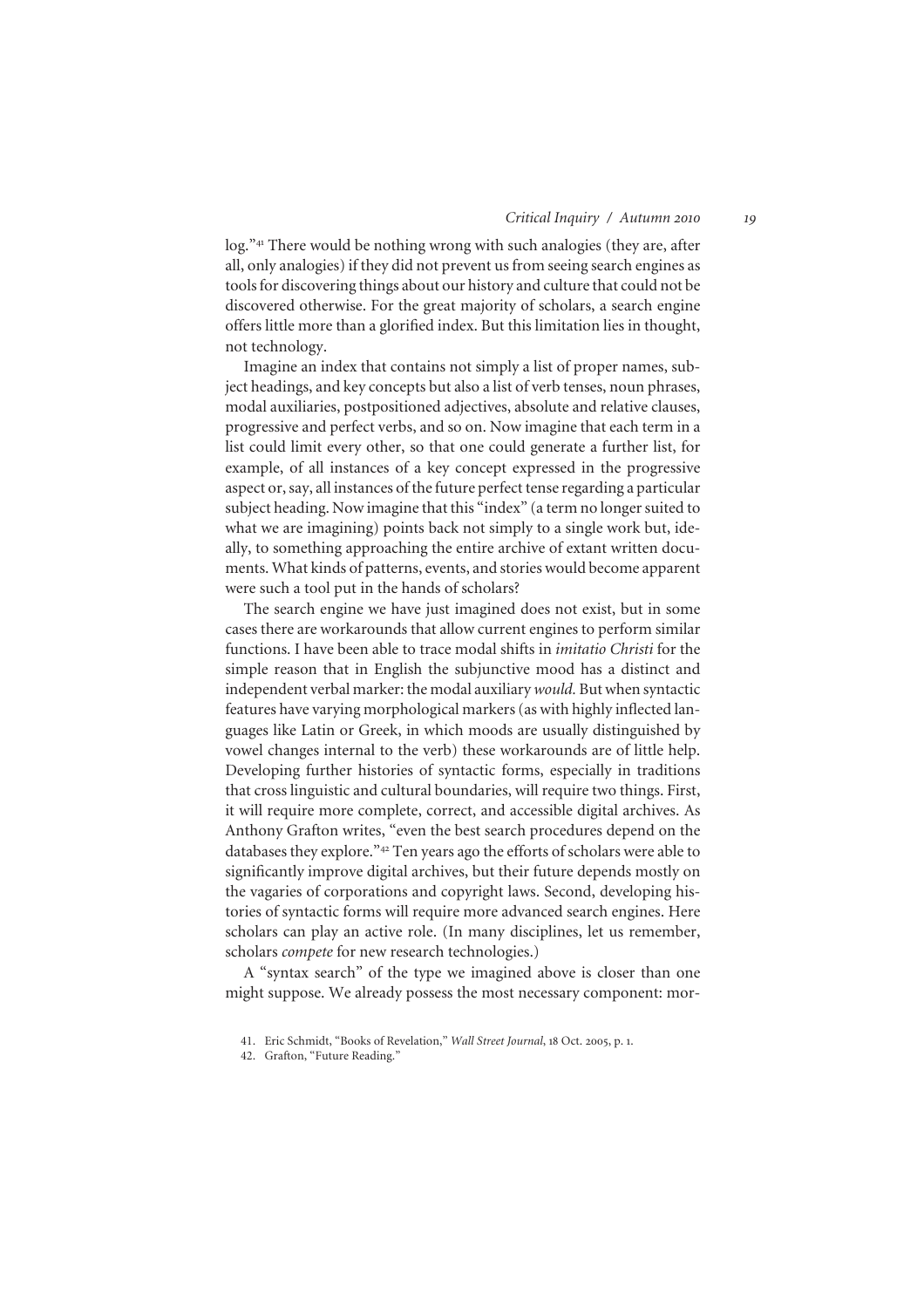log."[41] There would be nothing wrong with such analogies (they are, after all, only analogies) if they did not prevent us from seeing search engines as tools for discovering things about our history and culture that could not be discovered otherwise. For the great majority of scholars, a search engine offers little more than a glorified index. But this limitation lies in thought, not technology.

Imagine an index that contains not simply a list of proper names, subject headings, and key concepts but also a list of verb tenses, noun phrases, modal auxiliaries, postpositioned adjectives, absolute and relative clauses, progressive and perfect verbs, and so on. Now imagine that each term in a list could limit every other, so that one could generate a further list, for example, of all instances of a key concept expressed in the progressive aspect or, say, all instances of the future perfect tense regarding a particular subject heading. Now imagine that this "index" (a term no longer suited to what we are imagining) points back not simply to a single work but, ideally, to something approaching the entire archive of extant written documents. What kinds of patterns, events, and stories would become apparent were such a tool put in the hands of scholars?

The search engine we have just imagined does not exist, but in some cases there are workarounds that allow current engines to perform similar functions. I have been able to trace modal shifts in *imitatio Christi* for the simple reason that in English the subjunctive mood has a distinct and independent verbal marker: the modal auxiliary *would*. But when syntactic features have varying morphological markers (as with highly inflected languages like Latin or Greek, in which moods are usually distinguished by vowel changes internal to the verb) these workarounds are of little help. Developing further histories of syntactic forms, especially in traditions that cross linguistic and cultural boundaries, will require two things. First, it will require more complete, correct, and accessible digital archives. As Anthony Grafton writes, "even the best search procedures depend on the databases they explore."[42] Ten years ago the efforts of scholars were able to significantly improve digital archives, but their future depends mostly on the vagaries of corporations and copyright laws. Second, developing histories of syntactic forms will require more advanced search engines. Here scholars can play an active role. (In many disciplines, let us remember, scholars *compete* for new research technologies.)

A "syntax search" of the type we imagined above is closer than one might suppose. We already possess the most necessary component: mor-

41. Eric Schmidt, "Books of Revelation," *Wall Street Journal*, 18 Oct. 2005, p. 1.

42. Grafton, "Future Reading."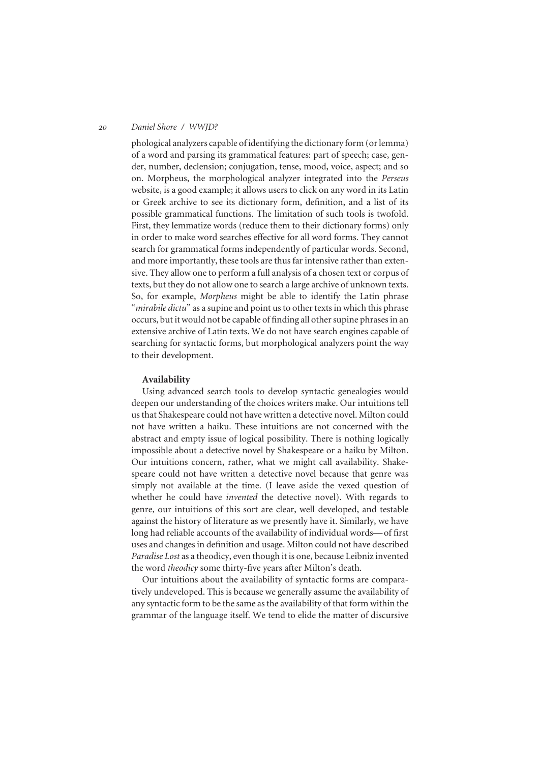phological analyzers capable of identifying the dictionary form (or lemma) of a word and parsing its grammatical features: part of speech; case, gender, number, declension; conjugation, tense, mood, voice, aspect; and so on. Morpheus, the morphological analyzer integrated into the *Perseus* website, is a good example; it allows users to click on any word in its Latin or Greek archive to see its dictionary form, definition, and a list of its possible grammatical functions. The limitation of such tools is twofold. First, they lemmatize words (reduce them to their dictionary forms) only in order to make word searches effective for all word forms. They cannot search for grammatical forms independently of particular words. Second, and more importantly, these tools are thus far intensive rather than extensive. They allow one to perform a full analysis of a chosen text or corpus of texts, but they do not allow one to search a large archive of unknown texts. So, for example, *Morpheus* might be able to identify the Latin phrase "*mirabile dictu*" as a supine and point us to other texts in which this phrase occurs, but it would not be capable of finding all other supine phrases in an extensive archive of Latin texts. We do not have search engines capable of searching for syntactic forms, but morphological analyzers point the way to their development.

**Availability**

Using advanced search tools to develop syntactic genealogies would deepen our understanding of the choices writers make. Our intuitions tell us that Shakespeare could not have written a detective novel. Milton could not have written a haiku. These intuitions are not concerned with the abstract and empty issue of logical possibility. There is nothing logically impossible about a detective novel by Shakespeare or a haiku by Milton. Our intuitions concern, rather, what we might call availability. Shakespeare could not have written a detective novel because that genre was simply not available at the time. (I leave aside the vexed question of whether he could have *invented* the detective novel). With regards to genre, our intuitions of this sort are clear, well developed, and testable against the history of literature as we presently have it. Similarly, we have long had reliable accounts of the availability of individual words—of first uses and changes in definition and usage. Milton could not have described *Paradise Lost* as a theodicy, even though it is one, because Leibniz invented the word *theodicy* some thirty-five years after Milton's death.

Our intuitions about the availability of syntactic forms are comparatively undeveloped. This is because we generally assume the availability of any syntactic form to be the same as the availability of that form within the grammar of the language itself. We tend to elide the matter of discursive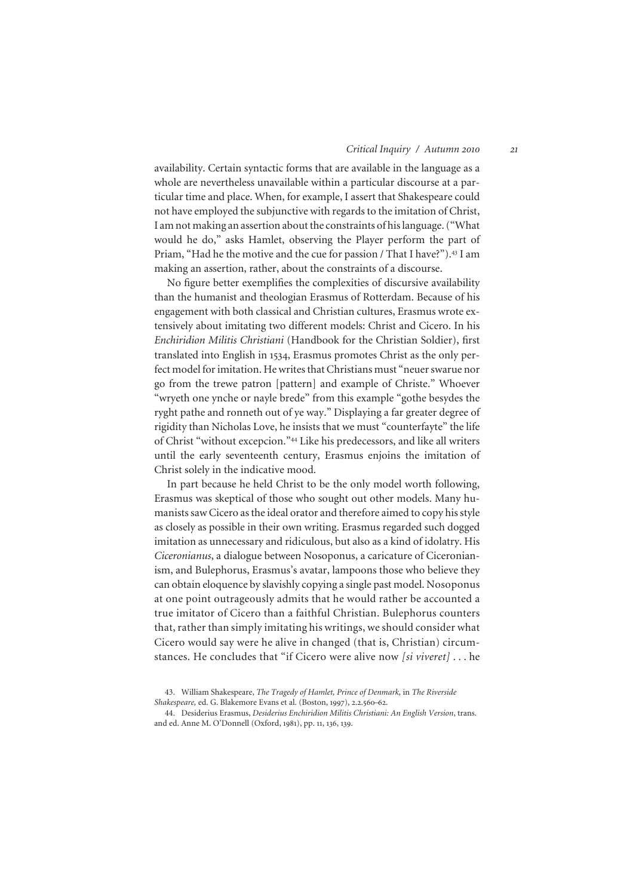availability. Certain syntactic forms that are available in the language as a whole are nevertheless unavailable within a particular discourse at a particular time and place. When, for example, I assert that Shakespeare could not have employed the subjunctive with regards to the imitation of Christ, I am not making an assertion about the constraints of his language. ("What would he do," asks Hamlet, observing the Player perform the part of Priam, "Had he the motive and the cue for passion / That I have?").[43] I am making an assertion, rather, about the constraints of a discourse.

No figure better exemplifies the complexities of discursive availability than the humanist and theologian Erasmus of Rotterdam. Because of his engagement with both classical and Christian cultures, Erasmus wrote extensively about imitating two different models: Christ and Cicero. In his *Enchiridion Militis Christiani* (Handbook for the Christian Soldier), first translated into English in 1534, Erasmus promotes Christ as the only perfect model for imitation. He writes that Christians must "neuer swarue nor go from the trewe patron [pattern] and example of Christe." Whoever "wryeth one ynche or nayle brede" from this example "gothe besydes the ryght pathe and ronneth out of ye way." Displaying a far greater degree of rigidity than Nicholas Love, he insists that we must "counterfayte" the life of Christ "without excepcion."[44] Like his predecessors, and like all writers until the early seventeenth century, Erasmus enjoins the imitation of Christ solely in the indicative mood.

In part because he held Christ to be the only model worth following, Erasmus was skeptical of those who sought out other models. Many humanists saw Cicero as the ideal orator and therefore aimed to copy his style as closely as possible in their own writing. Erasmus regarded such dogged imitation as unnecessary and ridiculous, but also as a kind of idolatry. His *Ciceronianus*, a dialogue between Nosoponus, a caricature of Ciceronianism, and Bulephorus, Erasmus's avatar, lampoons those who believe they can obtain eloquence by slavishly copying a single past model. Nosoponus at one point outrageously admits that he would rather be accounted a true imitator of Cicero than a faithful Christian. Bulephorus counters that, rather than simply imitating his writings, we should consider what Cicero would say were he alive in changed (that is, Christian) circumstances. He concludes that "if Cicero were alive now *[si viveret]* . . . he

43. William Shakespeare, *The Tragedy of Hamlet, Prince of Denmark,* in *The Riverside Shakespeare,* ed. G. Blakemore Evans et al. (Boston, 1997), 2.2.560–62.

44. Desiderius Erasmus, *Desiderius Enchiridion Militis Christiani: An English Version*, trans. and ed. Anne M. O'Donnell (Oxford, 1981), pp. 11, 136, 139.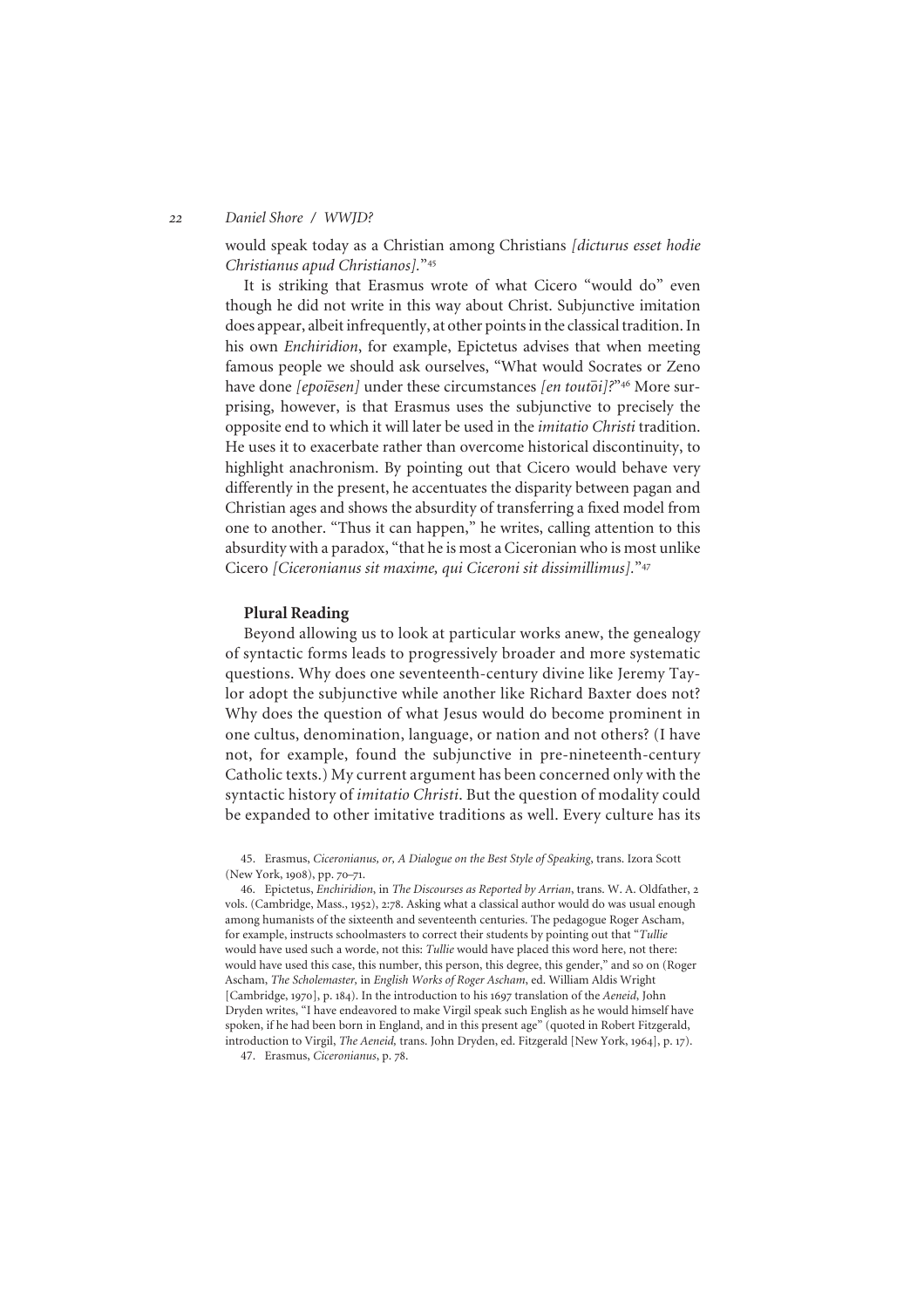would speak today as a Christian among Christians *[dicturus esset hodie Christianus apud Christianos]*."[45]

It is striking that Erasmus wrote of what Cicero "would do" even though he did not write in this way about Christ. Subjunctive imitation does appear, albeit infrequently, at other points in the classical tradition. In his own *Enchiridion*, for example, Epictetus advises that when meeting famous people we should ask ourselves, "What would Socrates or Zeno have done *[epoiēsen]* under these circumstances *[en toutōi]*?"[46] More surprising, however, is that Erasmus uses the subjunctive to precisely the opposite end to which it will later be used in the *imitatio Christi* tradition. He uses it to exacerbate rather than overcome historical discontinuity, to highlight anachronism. By pointing out that Cicero would behave very differently in the present, he accentuates the disparity between pagan and Christian ages and shows the absurdity of transferring a fixed model from one to another. "Thus it can happen," he writes, calling attention to this absurdity with a paradox, "that he is most a Ciceronian who is most unlike Cicero *[Ciceronianus sit maxime, qui Ciceroni sit dissimillimus]*."[47]

### Plural Reading

Beyond allowing us to look at particular works anew, the genealogy of syntactic forms leads to progressively broader and more systematic questions. Why does one seventeenth-century divine like Jeremy Taylor adopt the subjunctive while another like Richard Baxter does not? Why does the question of what Jesus would do become prominent in one cultus, denomination, language, or nation and not others? (I have not, for example, found the subjunctive in pre-nineteenth-century Catholic texts.) My current argument has been concerned only with the syntactic history of *imitatio Christi*. But the question of modality could be expanded to other imitative traditions as well. Every culture has its

---

45. Erasmus, *Ciceronianus, or, A Dialogue on the Best Style of Speaking*, trans. Izora Scott (New York, 1908), pp. 70–71.

46. Epictetus, *Enchiridion*, in *The Discourses as Reported by Arrian*, trans. W. A. Oldfather, 2 vols. (Cambridge, Mass., 1952), 2:78. Asking what a classical author would do was usual enough among humanists of the sixteenth and seventeenth centuries. The pedagogue Roger Ascham, for example, instructs schoolmasters to correct their students by pointing out that "*Tullie* would have used such a worde, not this: *Tullie* would have placed this word here, not there: would have used this case, this number, this person, this degree, this gender," and so on (Roger Ascham, *The Scholemaster*, in *English Works of Roger Ascham*, ed. William Aldis Wright [Cambridge, 1970], p. 184). In the introduction to his 1697 translation of the *Aeneid*, John Dryden writes, "I have endeavored to make Virgil speak such English as he would himself have spoken, if he had been born in England, and in this present age" (quoted in Robert Fitzgerald, introduction to Virgil, *The Aeneid,* trans. John Dryden, ed. Fitzgerald [New York, 1964], p. 17).

47. Erasmus, *Ciceronianus*, p. 78.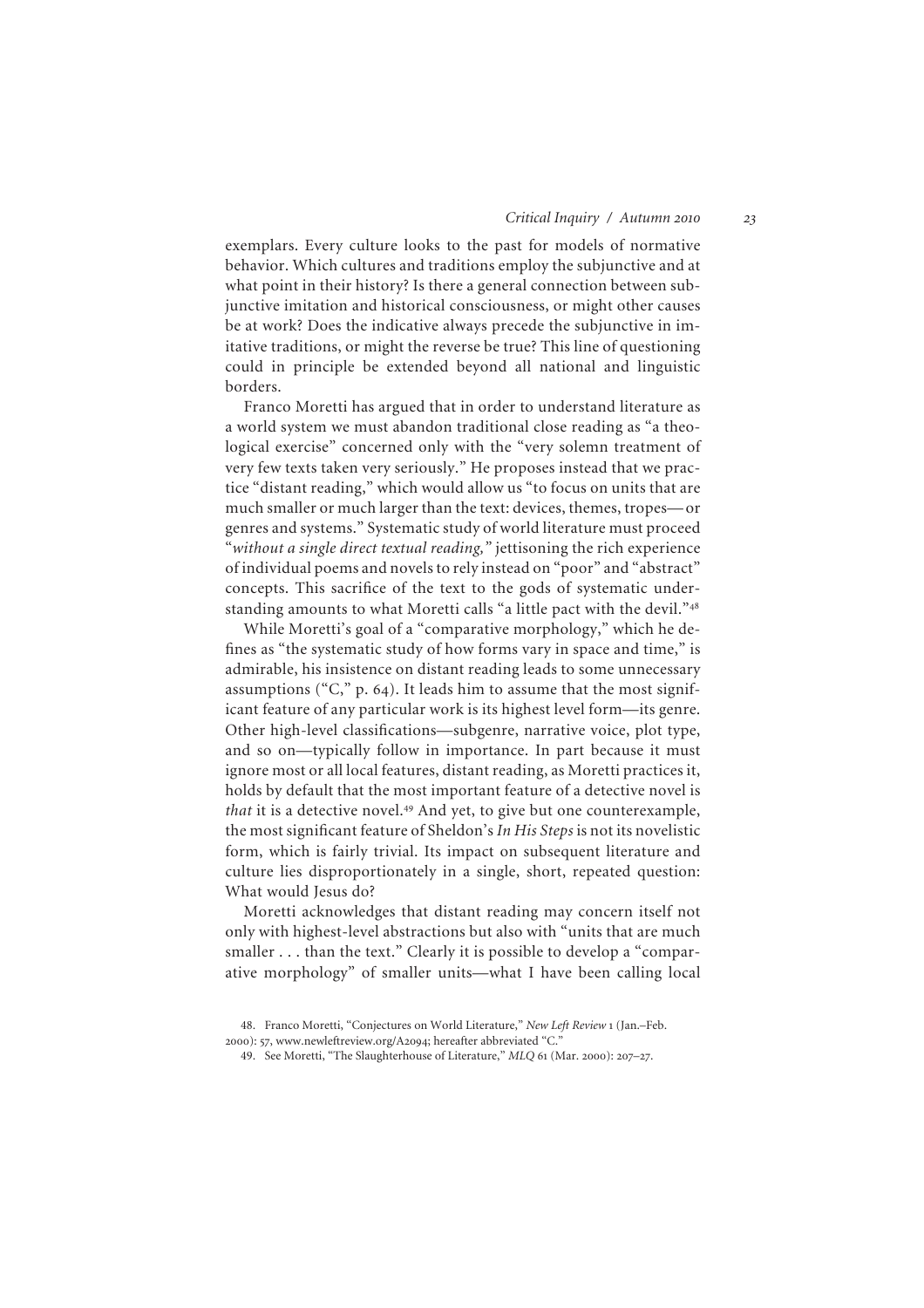exemplars. Every culture looks to the past for models of normative behavior. Which cultures and traditions employ the subjunctive and at what point in their history? Is there a general connection between subjunctive imitation and historical consciousness, or might other causes be at work? Does the indicative always precede the subjunctive in imitative traditions, or might the reverse be true? This line of questioning could in principle be extended beyond all national and linguistic borders.

Franco Moretti has argued that in order to understand literature as a world system we must abandon traditional close reading as "a theological exercise" concerned only with the "very solemn treatment of very few texts taken very seriously." He proposes instead that we practice "distant reading," which would allow us "to focus on units that are much smaller or much larger than the text: devices, themes, tropes—or genres and systems." Systematic study of world literature must proceed "*without a single direct textual reading,*" jettisoning the rich experience of individual poems and novels to rely instead on "poor" and "abstract" concepts. This sacrifice of the text to the gods of systematic understanding amounts to what Moretti calls "a little pact with the devil."[48]

While Moretti's goal of a "comparative morphology," which he defines as "the systematic study of how forms vary in space and time," is admirable, his insistence on distant reading leads to some unnecessary assumptions ("C," p. 64). It leads him to assume that the most significant feature of any particular work is its highest level form—its genre. Other high-level classifications—subgenre, narrative voice, plot type, and so on—typically follow in importance. In part because it must ignore most or all local features, distant reading, as Moretti practices it, holds by default that the most important feature of a detective novel is *that* it is a detective novel.[49] And yet, to give but one counterexample, the most significant feature of Sheldon's *In His Steps* is not its novelistic form, which is fairly trivial. Its impact on subsequent literature and culture lies disproportionately in a single, short, repeated question: What would Jesus do?

Moretti acknowledges that distant reading may concern itself not only with highest-level abstractions but also with "units that are much smaller . . . than the text." Clearly it is possible to develop a "comparative morphology" of smaller units—what I have been calling local

48. Franco Moretti, "Conjectures on World Literature," *New Left Review* 1 (Jan.–Feb. 2000): 57, www.newleftreview.org/A2094; hereafter abbreviated "C."

49. See Moretti, "The Slaughterhouse of Literature," *MLQ* 61 (Mar. 2000): 207–27.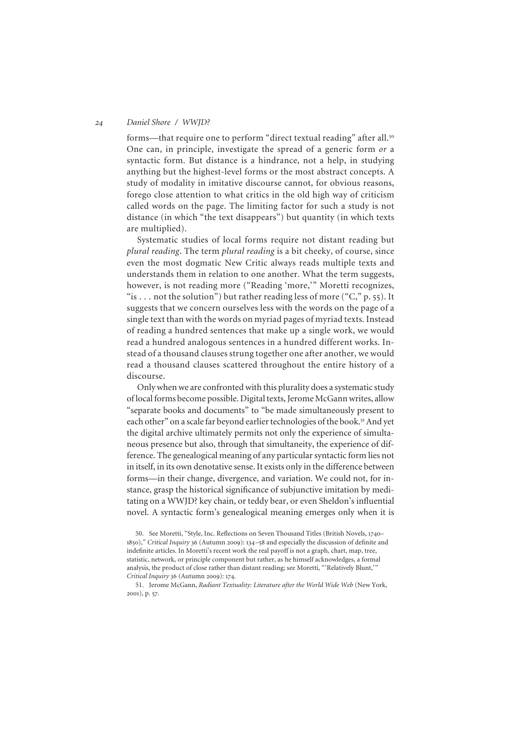forms—that require one to perform "direct textual reading" after all.[50] One can, in principle, investigate the spread of a generic form *or* a syntactic form. But distance is a hindrance, not a help, in studying anything but the highest-level forms or the most abstract concepts. A study of modality in imitative discourse cannot, for obvious reasons, forego close attention to what critics in the old high way of criticism called words on the page. The limiting factor for such a study is not distance (in which "the text disappears") but quantity (in which texts are multiplied).

Systematic studies of local forms require not distant reading but *plural reading*. The term *plural reading* is a bit cheeky, of course, since even the most dogmatic New Critic always reads multiple texts and understands them in relation to one another. What the term suggests, however, is not reading more ("Reading 'more,'" Moretti recognizes, "is . . . not the solution") but rather reading less of more ("C," p. 55). It suggests that we concern ourselves less with the words on the page of a single text than with the words on myriad pages of myriad texts. Instead of reading a hundred sentences that make up a single work, we would read a hundred analogous sentences in a hundred different works. Instead of a thousand clauses strung together one after another, we would read a thousand clauses scattered throughout the entire history of a discourse.

Only when we are confronted with this plurality does a systematic study of local forms become possible. Digital texts, Jerome McGann writes, allow "separate books and documents" to "be made simultaneously present to each other" on a scale far beyond earlier technologies of the book.[51] And yet the digital archive ultimately permits not only the experience of simultaneous presence but also, through that simultaneity, the experience of difference. The genealogical meaning of any particular syntactic form lies not in itself, in its own denotative sense. It exists only in the difference between forms—in their change, divergence, and variation. We could not, for instance, grasp the historical significance of subjunctive imitation by meditating on a WWJD? key chain, or teddy bear, or even Sheldon's influential novel. A syntactic form's genealogical meaning emerges only when it is

50. See Moretti, "Style, Inc. Reflections on Seven Thousand Titles (British Novels, 1740–1850)," *Critical Inquiry* 36 (Autumn 2009): 134–58 and especially the discussion of definite and indefinite articles. In Moretti's recent work the real payoff is not a graph, chart, map, tree, statistic, network, or principle component but rather, as he himself acknowledges, a formal analysis, the product of close rather than distant reading; see Moretti, "'Relatively Blunt,'" *Critical Inquiry* 36 (Autumn 2009): 174.

51. Jerome McGann, *Radiant Textuality: Literature after the World Wide Web* (New York, 2001), p. 57.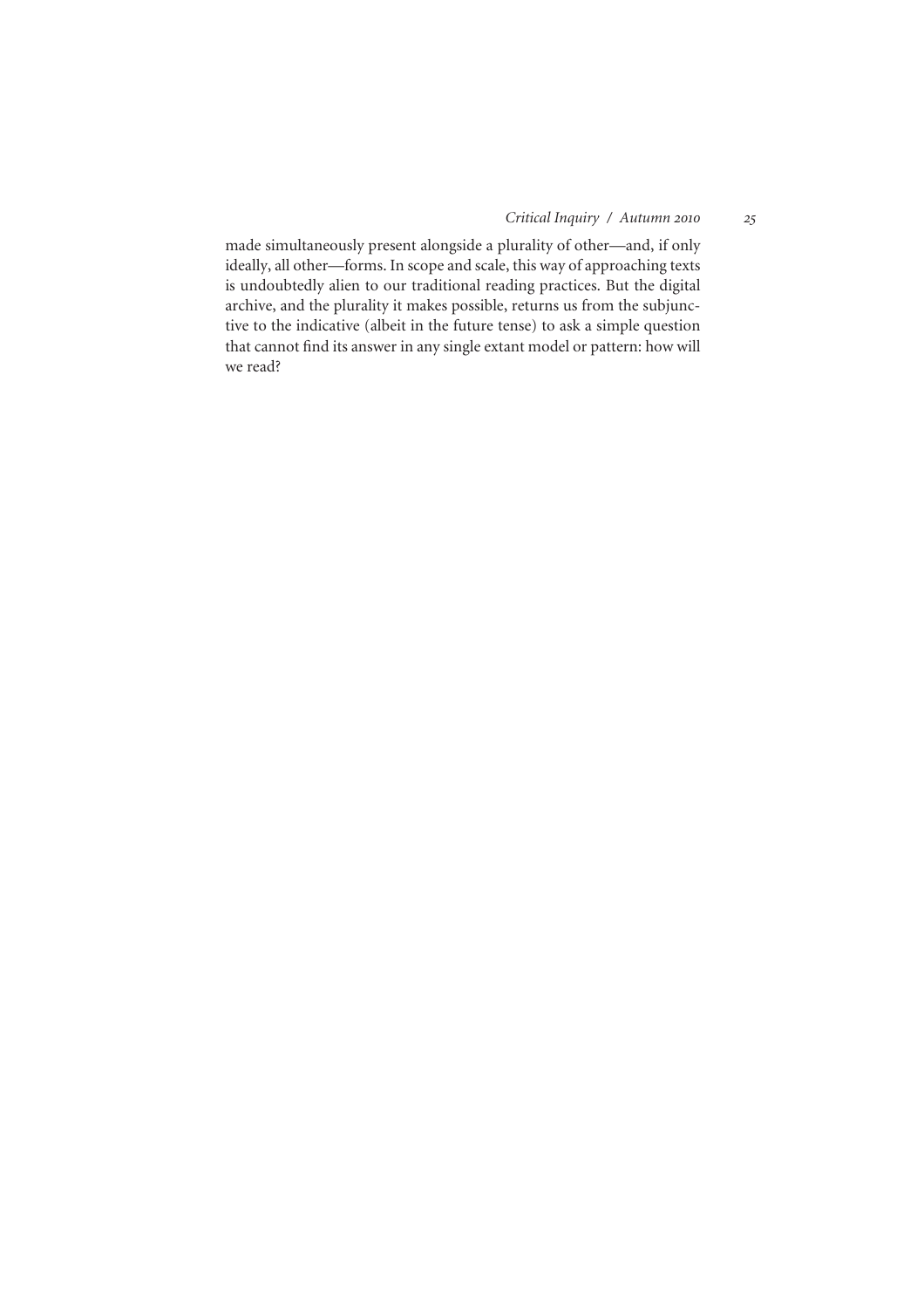made simultaneously present alongside a plurality of other—and, if only ideally, all other—forms. In scope and scale, this way of approaching texts is undoubtedly alien to our traditional reading practices. But the digital archive, and the plurality it makes possible, returns us from the subjunctive to the indicative (albeit in the future tense) to ask a simple question that cannot find its answer in any single extant model or pattern: how will we read?